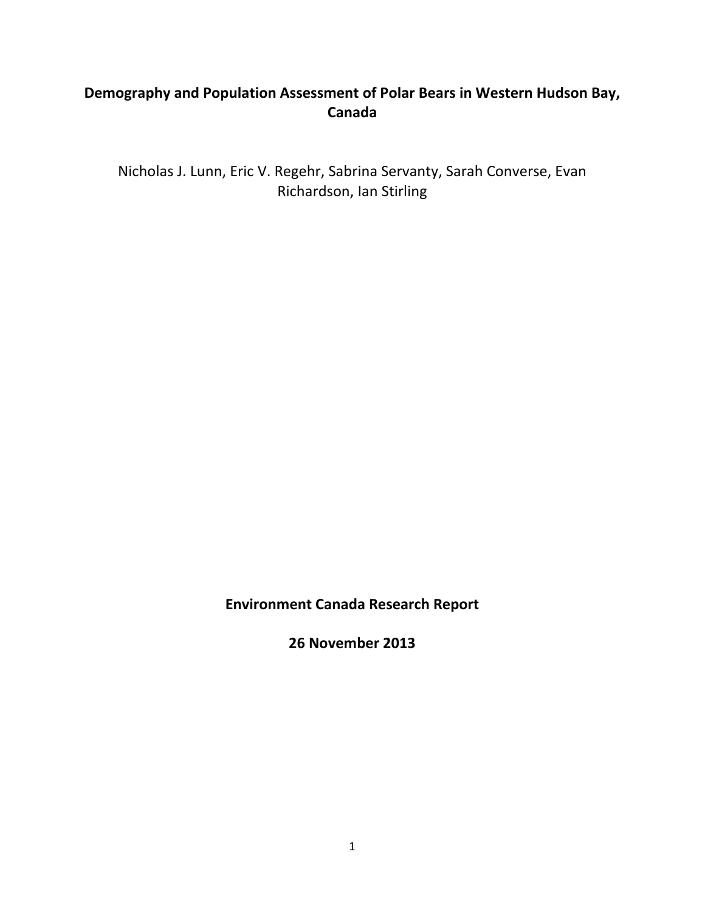# Demography and Population Assessment of Polar Bears in Western Hudson Bay, Canada

Nicholas J. Lunn, Eric V. Regehr, Sabrina Servanty, Sarah Converse, Evan Richardson, Ian Stirling

**Environment Canada Research Report**

**26 November 2013**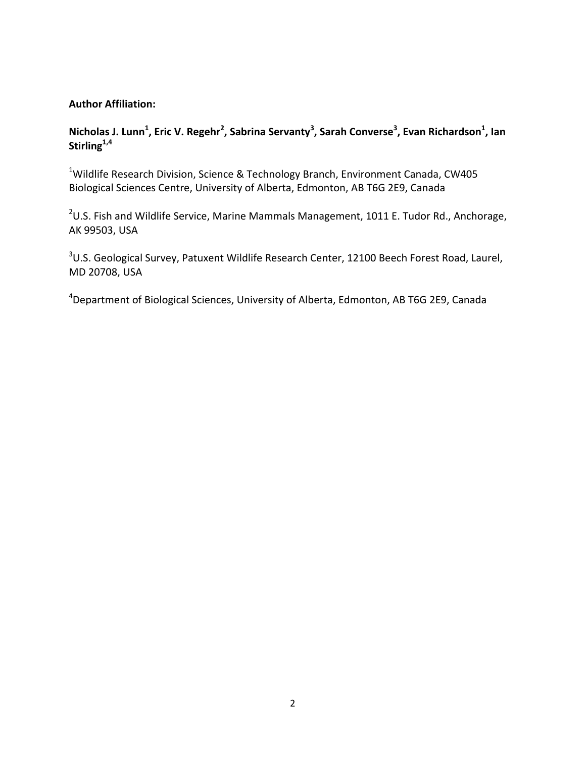**Author Affiliation:**

**Nicholas J. Lunn[1], Eric V. Regehr[2], Sabrina Servanty[3], Sarah Converse[3], Evan Richardson[1], Ian Stirling[1,4]**

[1]Wildlife Research Division, Science & Technology Branch, Environment Canada, CW405 Biological Sciences Centre, University of Alberta, Edmonton, AB T6G 2E9, Canada

[2]U.S. Fish and Wildlife Service, Marine Mammals Management, 1011 E. Tudor Rd., Anchorage, AK 99503, USA

[3]U.S. Geological Survey, Patuxent Wildlife Research Center, 12100 Beech Forest Road, Laurel, MD 20708, USA

[4]Department of Biological Sciences, University of Alberta, Edmonton, AB T6G 2E9, Canada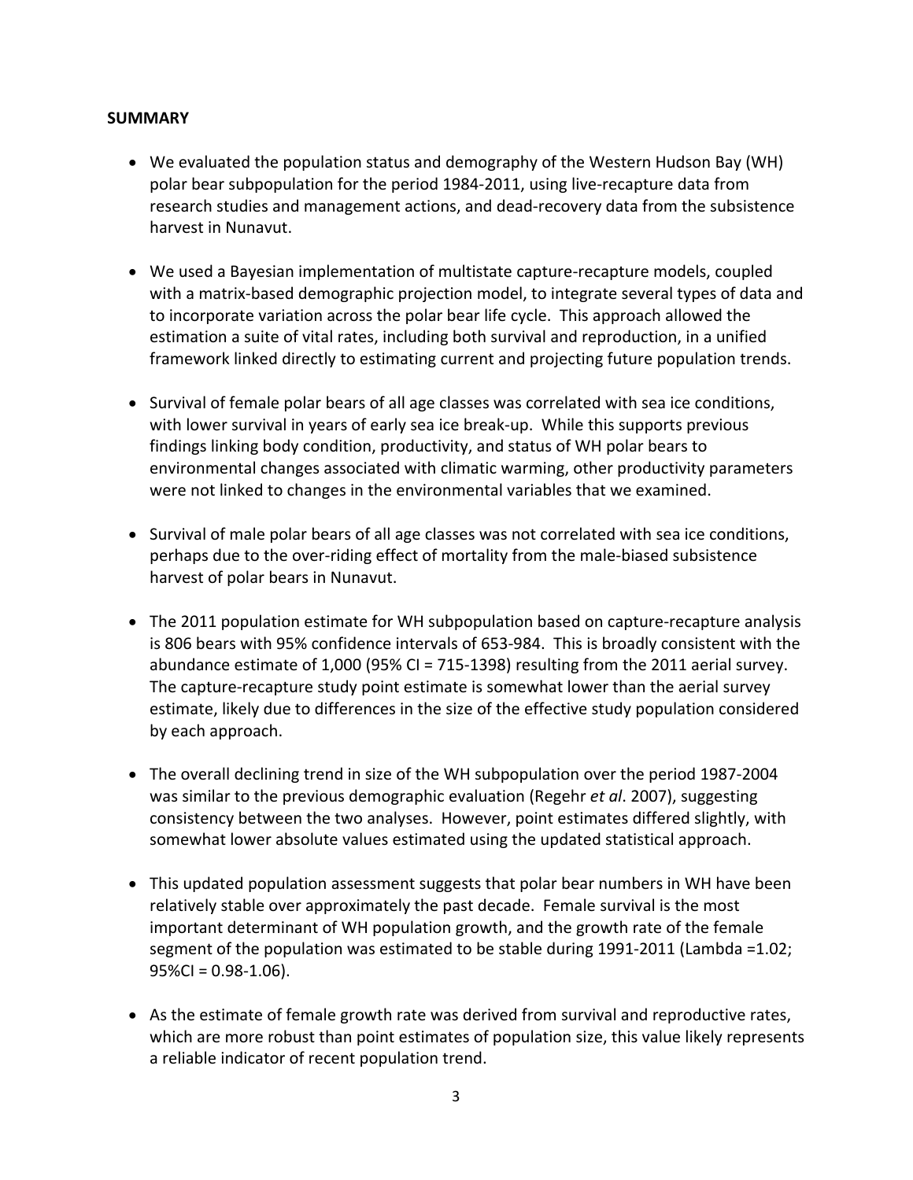**SUMMARY**

- We evaluated the population status and demography of the Western Hudson Bay (WH) polar bear subpopulation for the period 1984-2011, using live-recapture data from research studies and management actions, and dead-recovery data from the subsistence harvest in Nunavut.

- We used a Bayesian implementation of multistate capture-recapture models, coupled with a matrix-based demographic projection model, to integrate several types of data and to incorporate variation across the polar bear life cycle. This approach allowed the estimation a suite of vital rates, including both survival and reproduction, in a unified framework linked directly to estimating current and projecting future population trends.

- Survival of female polar bears of all age classes was correlated with sea ice conditions, with lower survival in years of early sea ice break-up. While this supports previous findings linking body condition, productivity, and status of WH polar bears to environmental changes associated with climatic warming, other productivity parameters were not linked to changes in the environmental variables that we examined.

- Survival of male polar bears of all age classes was not correlated with sea ice conditions, perhaps due to the over-riding effect of mortality from the male-biased subsistence harvest of polar bears in Nunavut.

- The 2011 population estimate for WH subpopulation based on capture-recapture analysis is 806 bears with 95% confidence intervals of 653-984. This is broadly consistent with the abundance estimate of 1,000 (95% CI = 715-1398) resulting from the 2011 aerial survey. The capture-recapture study point estimate is somewhat lower than the aerial survey estimate, likely due to differences in the size of the effective study population considered by each approach.

- The overall declining trend in size of the WH subpopulation over the period 1987-2004 was similar to the previous demographic evaluation (Regehr *et al*. 2007), suggesting consistency between the two analyses. However, point estimates differed slightly, with somewhat lower absolute values estimated using the updated statistical approach.

- This updated population assessment suggests that polar bear numbers in WH have been relatively stable over approximately the past decade. Female survival is the most important determinant of WH population growth, and the growth rate of the female segment of the population was estimated to be stable during 1991-2011 (Lambda =1.02; 95%CI = 0.98-1.06).

- As the estimate of female growth rate was derived from survival and reproductive rates, which are more robust than point estimates of population size, this value likely represents a reliable indicator of recent population trend.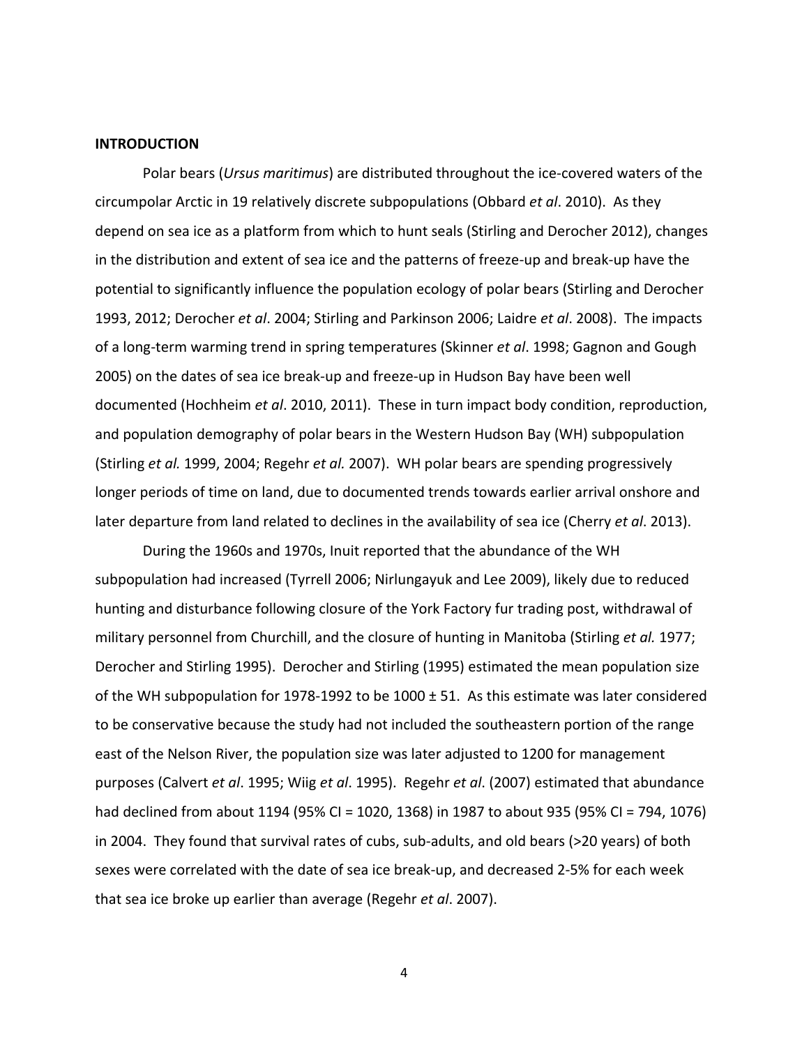## INTRODUCTION

Polar bears (*Ursus maritimus*) are distributed throughout the ice-covered waters of the circumpolar Arctic in 19 relatively discrete subpopulations (Obbard *et al*. 2010). As they depend on sea ice as a platform from which to hunt seals (Stirling and Derocher 2012), changes in the distribution and extent of sea ice and the patterns of freeze-up and break-up have the potential to significantly influence the population ecology of polar bears (Stirling and Derocher 1993, 2012; Derocher *et al*. 2004; Stirling and Parkinson 2006; Laidre *et al*. 2008). The impacts of a long-term warming trend in spring temperatures (Skinner *et al*. 1998; Gagnon and Gough 2005) on the dates of sea ice break-up and freeze-up in Hudson Bay have been well documented (Hochheim *et al*. 2010, 2011). These in turn impact body condition, reproduction, and population demography of polar bears in the Western Hudson Bay (WH) subpopulation (Stirling *et al.* 1999, 2004; Regehr *et al.* 2007). WH polar bears are spending progressively longer periods of time on land, due to documented trends towards earlier arrival onshore and later departure from land related to declines in the availability of sea ice (Cherry *et al*. 2013).

During the 1960s and 1970s, Inuit reported that the abundance of the WH subpopulation had increased (Tyrrell 2006; Nirlungayuk and Lee 2009), likely due to reduced hunting and disturbance following closure of the York Factory fur trading post, withdrawal of military personnel from Churchill, and the closure of hunting in Manitoba (Stirling *et al.* 1977; Derocher and Stirling 1995). Derocher and Stirling (1995) estimated the mean population size of the WH subpopulation for 1978-1992 to be 1000 ± 51. As this estimate was later considered to be conservative because the study had not included the southeastern portion of the range east of the Nelson River, the population size was later adjusted to 1200 for management purposes (Calvert *et al*. 1995; Wiig *et al*. 1995). Regehr *et al*. (2007) estimated that abundance had declined from about 1194 (95% CI = 1020, 1368) in 1987 to about 935 (95% CI = 794, 1076) in 2004. They found that survival rates of cubs, sub-adults, and old bears (>20 years) of both sexes were correlated with the date of sea ice break-up, and decreased 2-5% for each week that sea ice broke up earlier than average (Regehr *et al*. 2007).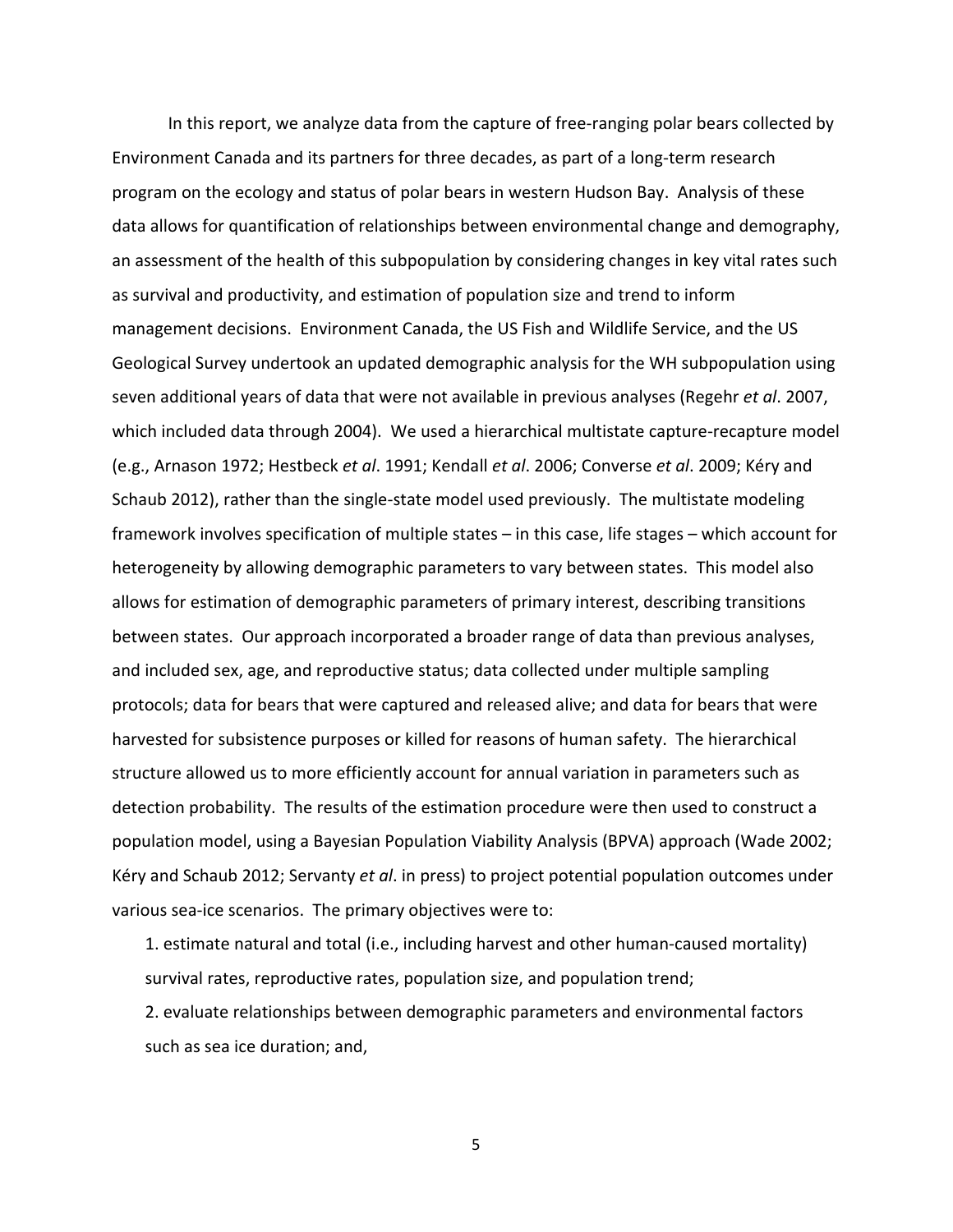In this report, we analyze data from the capture of free-ranging polar bears collected by Environment Canada and its partners for three decades, as part of a long-term research program on the ecology and status of polar bears in western Hudson Bay. Analysis of these data allows for quantification of relationships between environmental change and demography, an assessment of the health of this subpopulation by considering changes in key vital rates such as survival and productivity, and estimation of population size and trend to inform management decisions. Environment Canada, the US Fish and Wildlife Service, and the US Geological Survey undertook an updated demographic analysis for the WH subpopulation using seven additional years of data that were not available in previous analyses (Regehr *et al*. 2007, which included data through 2004). We used a hierarchical multistate capture-recapture model (e.g., Arnason 1972; Hestbeck *et al*. 1991; Kendall *et al*. 2006; Converse *et al*. 2009; Kéry and Schaub 2012), rather than the single-state model used previously. The multistate modeling framework involves specification of multiple states – in this case, life stages – which account for heterogeneity by allowing demographic parameters to vary between states. This model also allows for estimation of demographic parameters of primary interest, describing transitions between states. Our approach incorporated a broader range of data than previous analyses, and included sex, age, and reproductive status; data collected under multiple sampling protocols; data for bears that were captured and released alive; and data for bears that were harvested for subsistence purposes or killed for reasons of human safety. The hierarchical structure allowed us to more efficiently account for annual variation in parameters such as detection probability. The results of the estimation procedure were then used to construct a population model, using a Bayesian Population Viability Analysis (BPVA) approach (Wade 2002; Kéry and Schaub 2012; Servanty *et al*. in press) to project potential population outcomes under various sea-ice scenarios. The primary objectives were to:

1. estimate natural and total (i.e., including harvest and other human-caused mortality) survival rates, reproductive rates, population size, and population trend;
2. evaluate relationships between demographic parameters and environmental factors such as sea ice duration; and,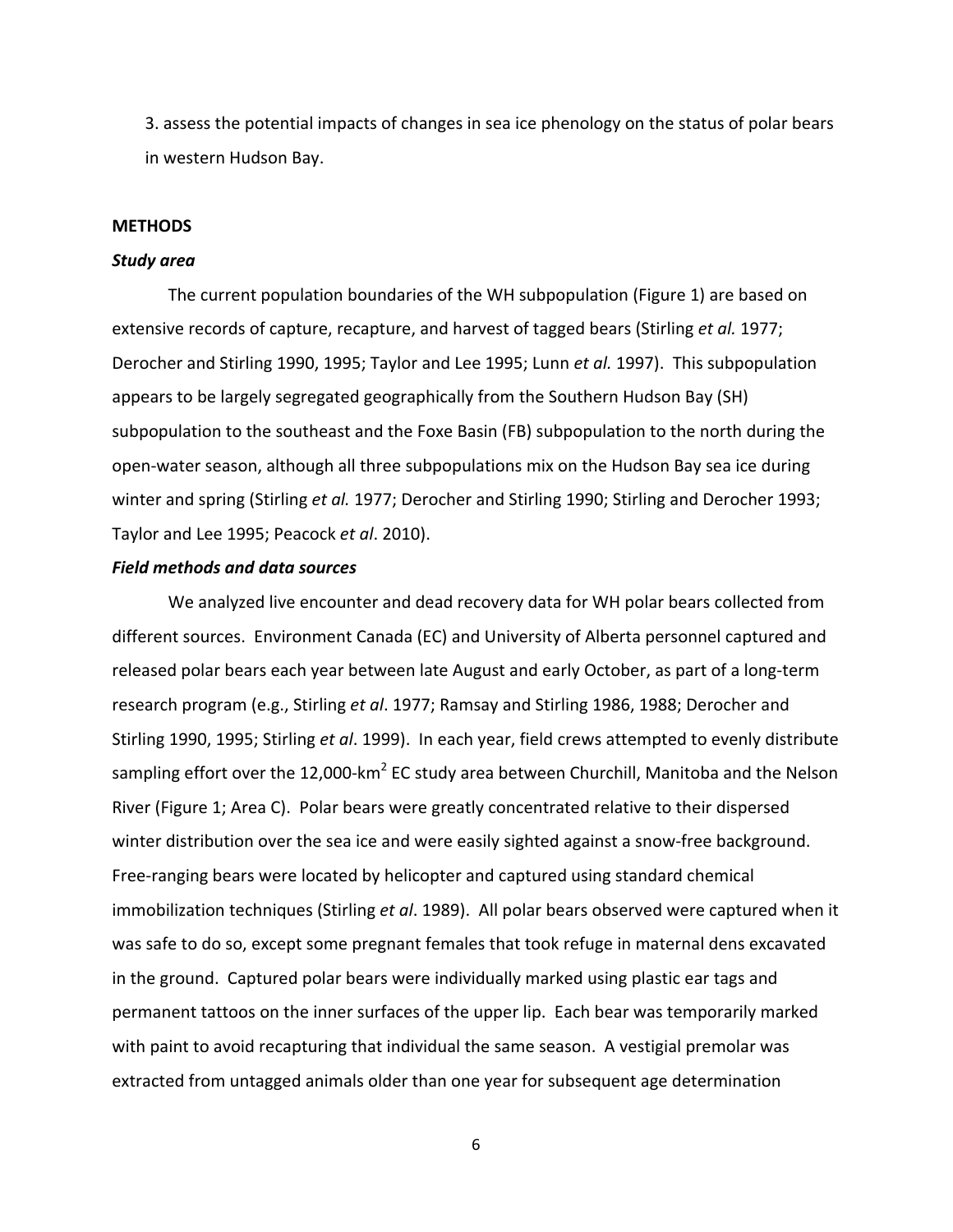3. assess the potential impacts of changes in sea ice phenology on the status of polar bears in western Hudson Bay.

## METHODS

### *Study area*

The current population boundaries of the WH subpopulation (Figure 1) are based on extensive records of capture, recapture, and harvest of tagged bears (Stirling *et al.* 1977; Derocher and Stirling 1990, 1995; Taylor and Lee 1995; Lunn *et al.* 1997). This subpopulation appears to be largely segregated geographically from the Southern Hudson Bay (SH) subpopulation to the southeast and the Foxe Basin (FB) subpopulation to the north during the open-water season, although all three subpopulations mix on the Hudson Bay sea ice during winter and spring (Stirling *et al.* 1977; Derocher and Stirling 1990; Stirling and Derocher 1993; Taylor and Lee 1995; Peacock *et al*. 2010).

### *Field methods and data sources*

We analyzed live encounter and dead recovery data for WH polar bears collected from different sources. Environment Canada (EC) and University of Alberta personnel captured and released polar bears each year between late August and early October, as part of a long-term research program (e.g., Stirling *et al*. 1977; Ramsay and Stirling 1986, 1988; Derocher and Stirling 1990, 1995; Stirling *et al*. 1999). In each year, field crews attempted to evenly distribute sampling effort over the 12,000-km$^2$ EC study area between Churchill, Manitoba and the Nelson River (Figure 1; Area C). Polar bears were greatly concentrated relative to their dispersed winter distribution over the sea ice and were easily sighted against a snow-free background. Free-ranging bears were located by helicopter and captured using standard chemical immobilization techniques (Stirling *et al*. 1989). All polar bears observed were captured when it was safe to do so, except some pregnant females that took refuge in maternal dens excavated in the ground. Captured polar bears were individually marked using plastic ear tags and permanent tattoos on the inner surfaces of the upper lip. Each bear was temporarily marked with paint to avoid recapturing that individual the same season. A vestigial premolar was extracted from untagged animals older than one year for subsequent age determination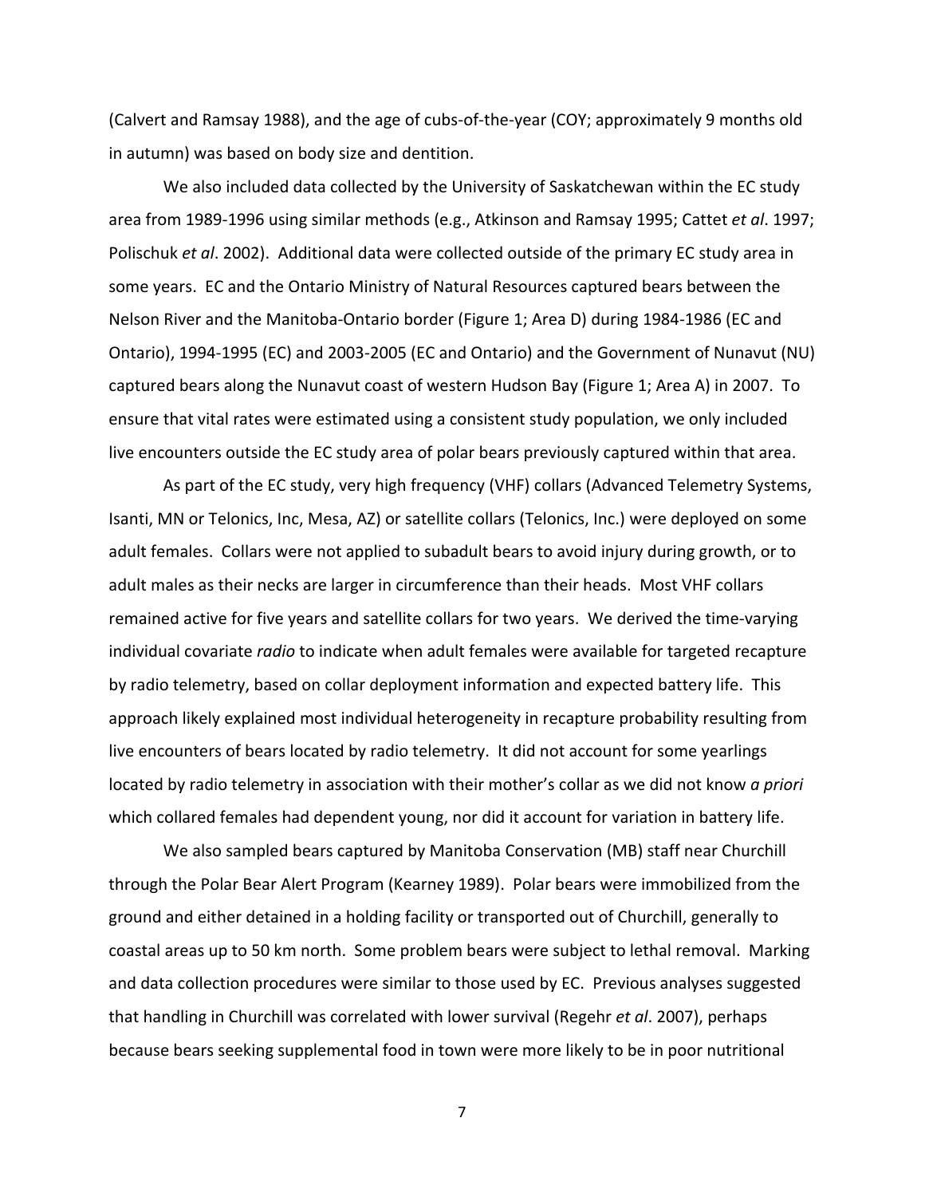(Calvert and Ramsay 1988), and the age of cubs-of-the-year (COY; approximately 9 months old in autumn) was based on body size and dentition.

We also included data collected by the University of Saskatchewan within the EC study area from 1989-1996 using similar methods (e.g., Atkinson and Ramsay 1995; Cattet *et al*. 1997; Polischuk *et al*. 2002). Additional data were collected outside of the primary EC study area in some years. EC and the Ontario Ministry of Natural Resources captured bears between the Nelson River and the Manitoba-Ontario border (Figure 1; Area D) during 1984-1986 (EC and Ontario), 1994-1995 (EC) and 2003-2005 (EC and Ontario) and the Government of Nunavut (NU) captured bears along the Nunavut coast of western Hudson Bay (Figure 1; Area A) in 2007. To ensure that vital rates were estimated using a consistent study population, we only included live encounters outside the EC study area of polar bears previously captured within that area.

As part of the EC study, very high frequency (VHF) collars (Advanced Telemetry Systems, Isanti, MN or Telonics, Inc, Mesa, AZ) or satellite collars (Telonics, Inc.) were deployed on some adult females. Collars were not applied to subadult bears to avoid injury during growth, or to adult males as their necks are larger in circumference than their heads. Most VHF collars remained active for five years and satellite collars for two years. We derived the time-varying individual covariate *radio* to indicate when adult females were available for targeted recapture by radio telemetry, based on collar deployment information and expected battery life. This approach likely explained most individual heterogeneity in recapture probability resulting from live encounters of bears located by radio telemetry. It did not account for some yearlings located by radio telemetry in association with their mother's collar as we did not know *a priori* which collared females had dependent young, nor did it account for variation in battery life.

We also sampled bears captured by Manitoba Conservation (MB) staff near Churchill through the Polar Bear Alert Program (Kearney 1989). Polar bears were immobilized from the ground and either detained in a holding facility or transported out of Churchill, generally to coastal areas up to 50 km north. Some problem bears were subject to lethal removal. Marking and data collection procedures were similar to those used by EC. Previous analyses suggested that handling in Churchill was correlated with lower survival (Regehr *et al*. 2007), perhaps because bears seeking supplemental food in town were more likely to be in poor nutritional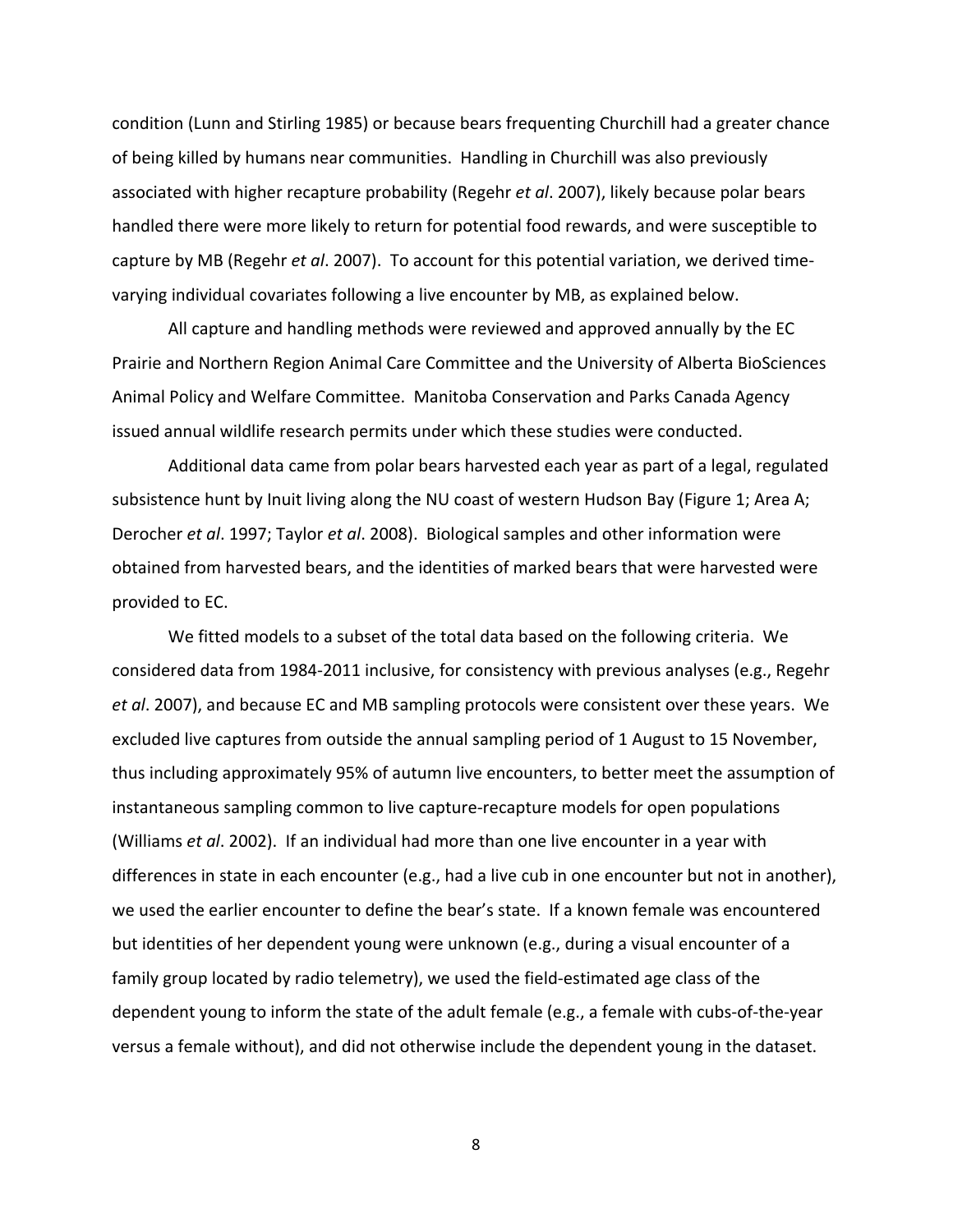condition (Lunn and Stirling 1985) or because bears frequenting Churchill had a greater chance of being killed by humans near communities. Handling in Churchill was also previously associated with higher recapture probability (Regehr *et al*. 2007), likely because polar bears handled there were more likely to return for potential food rewards, and were susceptible to capture by MB (Regehr *et al*. 2007). To account for this potential variation, we derived time-varying individual covariates following a live encounter by MB, as explained below.

All capture and handling methods were reviewed and approved annually by the EC Prairie and Northern Region Animal Care Committee and the University of Alberta BioSciences Animal Policy and Welfare Committee. Manitoba Conservation and Parks Canada Agency issued annual wildlife research permits under which these studies were conducted.

Additional data came from polar bears harvested each year as part of a legal, regulated subsistence hunt by Inuit living along the NU coast of western Hudson Bay (Figure 1; Area A; Derocher *et al*. 1997; Taylor *et al*. 2008). Biological samples and other information were obtained from harvested bears, and the identities of marked bears that were harvested were provided to EC.

We fitted models to a subset of the total data based on the following criteria. We considered data from 1984-2011 inclusive, for consistency with previous analyses (e.g., Regehr *et al*. 2007), and because EC and MB sampling protocols were consistent over these years. We excluded live captures from outside the annual sampling period of 1 August to 15 November, thus including approximately 95% of autumn live encounters, to better meet the assumption of instantaneous sampling common to live capture-recapture models for open populations (Williams *et al*. 2002). If an individual had more than one live encounter in a year with differences in state in each encounter (e.g., had a live cub in one encounter but not in another), we used the earlier encounter to define the bear's state. If a known female was encountered but identities of her dependent young were unknown (e.g., during a visual encounter of a family group located by radio telemetry), we used the field-estimated age class of the dependent young to inform the state of the adult female (e.g., a female with cubs-of-the-year versus a female without), and did not otherwise include the dependent young in the dataset.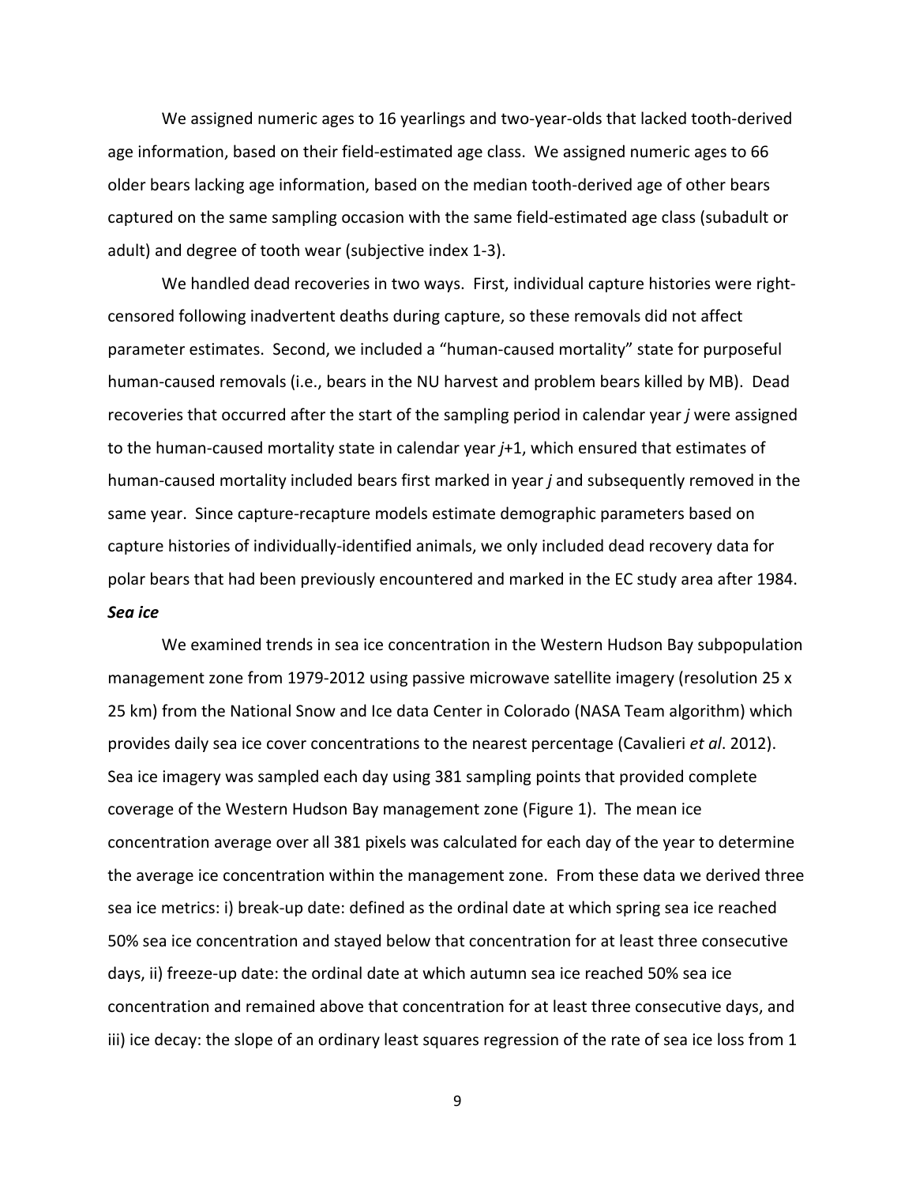We assigned numeric ages to 16 yearlings and two-year-olds that lacked tooth-derived age information, based on their field-estimated age class. We assigned numeric ages to 66 older bears lacking age information, based on the median tooth-derived age of other bears captured on the same sampling occasion with the same field-estimated age class (subadult or adult) and degree of tooth wear (subjective index 1-3).

We handled dead recoveries in two ways. First, individual capture histories were right-censored following inadvertent deaths during capture, so these removals did not affect parameter estimates. Second, we included a "human-caused mortality" state for purposeful human-caused removals (i.e., bears in the NU harvest and problem bears killed by MB). Dead recoveries that occurred after the start of the sampling period in calendar year *j* were assigned to the human-caused mortality state in calendar year *j*+1, which ensured that estimates of human-caused mortality included bears first marked in year *j* and subsequently removed in the same year. Since capture-recapture models estimate demographic parameters based on capture histories of individually-identified animals, we only included dead recovery data for polar bears that had been previously encountered and marked in the EC study area after 1984.

***Sea ice***

We examined trends in sea ice concentration in the Western Hudson Bay subpopulation management zone from 1979-2012 using passive microwave satellite imagery (resolution 25 x 25 km) from the National Snow and Ice data Center in Colorado (NASA Team algorithm) which provides daily sea ice cover concentrations to the nearest percentage (Cavalieri *et al*. 2012). Sea ice imagery was sampled each day using 381 sampling points that provided complete coverage of the Western Hudson Bay management zone (Figure 1). The mean ice concentration average over all 381 pixels was calculated for each day of the year to determine the average ice concentration within the management zone. From these data we derived three sea ice metrics: i) break-up date: defined as the ordinal date at which spring sea ice reached 50% sea ice concentration and stayed below that concentration for at least three consecutive days, ii) freeze-up date: the ordinal date at which autumn sea ice reached 50% sea ice concentration and remained above that concentration for at least three consecutive days, and iii) ice decay: the slope of an ordinary least squares regression of the rate of sea ice loss from 1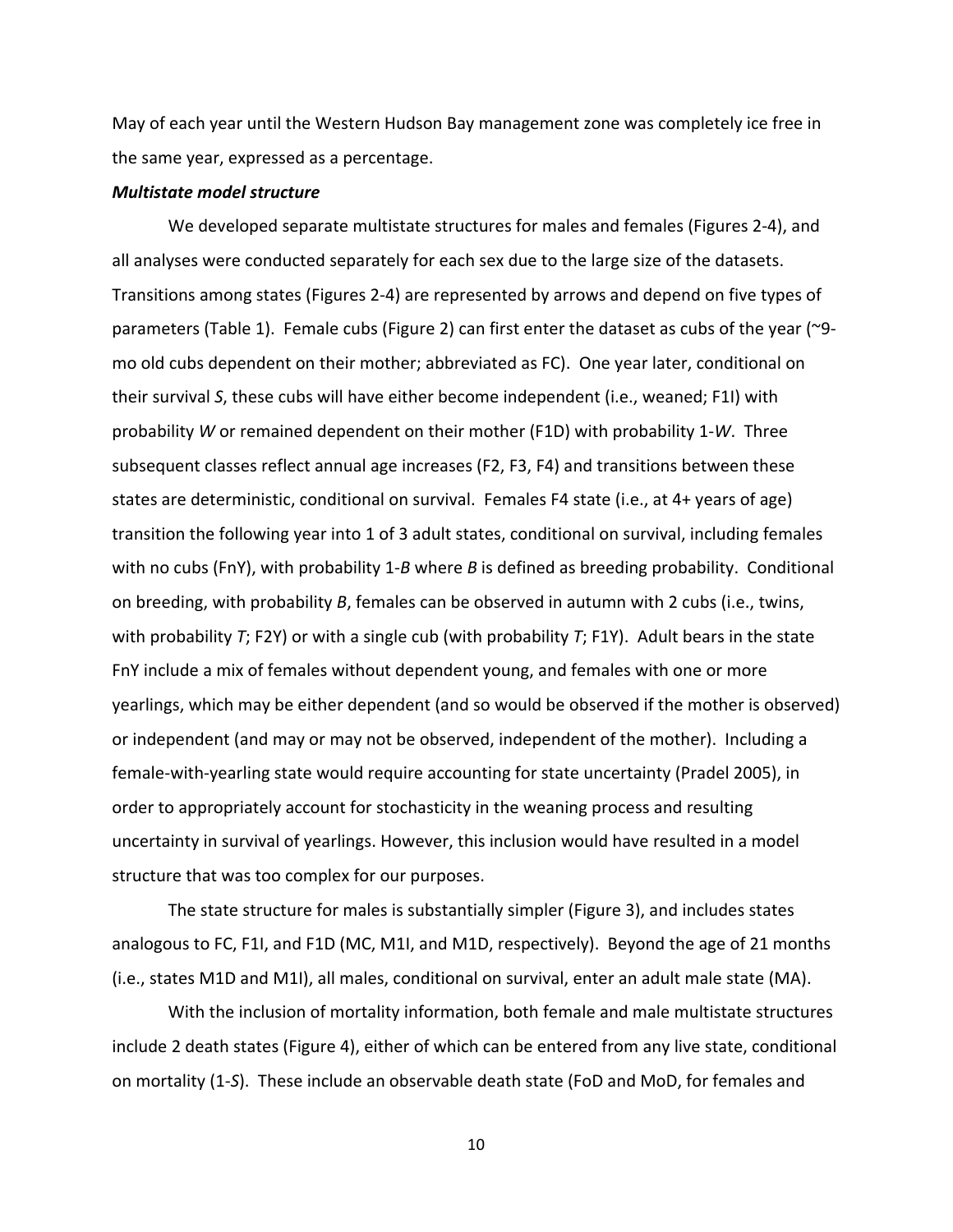May of each year until the Western Hudson Bay management zone was completely ice free in the same year, expressed as a percentage.

***Multistate model structure***

We developed separate multistate structures for males and females (Figures 2-4), and all analyses were conducted separately for each sex due to the large size of the datasets. Transitions among states (Figures 2-4) are represented by arrows and depend on five types of parameters (Table 1). Female cubs (Figure 2) can first enter the dataset as cubs of the year (~9-mo old cubs dependent on their mother; abbreviated as FC). One year later, conditional on their survival *S*, these cubs will have either become independent (i.e., weaned; F1I) with probability *W* or remained dependent on their mother (F1D) with probability 1-*W*. Three subsequent classes reflect annual age increases (F2, F3, F4) and transitions between these states are deterministic, conditional on survival. Females F4 state (i.e., at 4+ years of age) transition the following year into 1 of 3 adult states, conditional on survival, including females with no cubs (FnY), with probability 1-*B* where *B* is defined as breeding probability. Conditional on breeding, with probability *B*, females can be observed in autumn with 2 cubs (i.e., twins, with probability *T*; F2Y) or with a single cub (with probability *T*; F1Y). Adult bears in the state FnY include a mix of females without dependent young, and females with one or more yearlings, which may be either dependent (and so would be observed if the mother is observed) or independent (and may or may not be observed, independent of the mother). Including a female-with-yearling state would require accounting for state uncertainty (Pradel 2005), in order to appropriately account for stochasticity in the weaning process and resulting uncertainty in survival of yearlings. However, this inclusion would have resulted in a model structure that was too complex for our purposes.

The state structure for males is substantially simpler (Figure 3), and includes states analogous to FC, F1I, and F1D (MC, M1I, and M1D, respectively). Beyond the age of 21 months (i.e., states M1D and M1I), all males, conditional on survival, enter an adult male state (MA).

With the inclusion of mortality information, both female and male multistate structures include 2 death states (Figure 4), either of which can be entered from any live state, conditional on mortality (1-*S*). These include an observable death state (FoD and MoD, for females and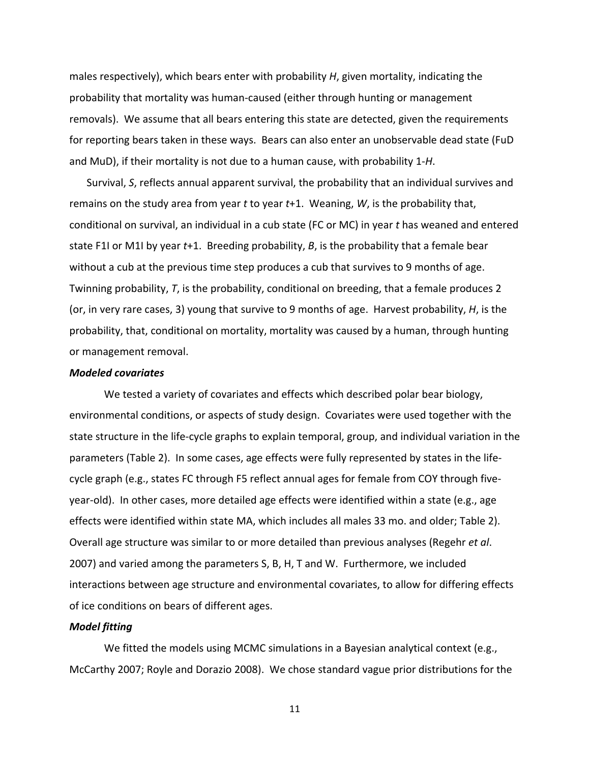males respectively), which bears enter with probability *H*, given mortality, indicating the probability that mortality was human-caused (either through hunting or management removals). We assume that all bears entering this state are detected, given the requirements for reporting bears taken in these ways. Bears can also enter an unobservable dead state (FuD and MuD), if their mortality is not due to a human cause, with probability 1-*H*.

Survival, *S*, reflects annual apparent survival, the probability that an individual survives and remains on the study area from year *t* to year *t*+1. Weaning, *W*, is the probability that, conditional on survival, an individual in a cub state (FC or MC) in year *t* has weaned and entered state F1I or M1I by year *t*+1. Breeding probability, *B*, is the probability that a female bear without a cub at the previous time step produces a cub that survives to 9 months of age. Twinning probability, *T*, is the probability, conditional on breeding, that a female produces 2 (or, in very rare cases, 3) young that survive to 9 months of age. Harvest probability, *H*, is the probability, that, conditional on mortality, mortality was caused by a human, through hunting or management removal.

***Modeled covariates***

We tested a variety of covariates and effects which described polar bear biology, environmental conditions, or aspects of study design. Covariates were used together with the state structure in the life-cycle graphs to explain temporal, group, and individual variation in the parameters (Table 2). In some cases, age effects were fully represented by states in the life-cycle graph (e.g., states FC through F5 reflect annual ages for female from COY through five-year-old). In other cases, more detailed age effects were identified within a state (e.g., age effects were identified within state MA, which includes all males 33 mo. and older; Table 2). Overall age structure was similar to or more detailed than previous analyses (Regehr *et al*. 2007) and varied among the parameters S, B, H, T and W. Furthermore, we included interactions between age structure and environmental covariates, to allow for differing effects of ice conditions on bears of different ages.

***Model fitting***

We fitted the models using MCMC simulations in a Bayesian analytical context (e.g., McCarthy 2007; Royle and Dorazio 2008). We chose standard vague prior distributions for the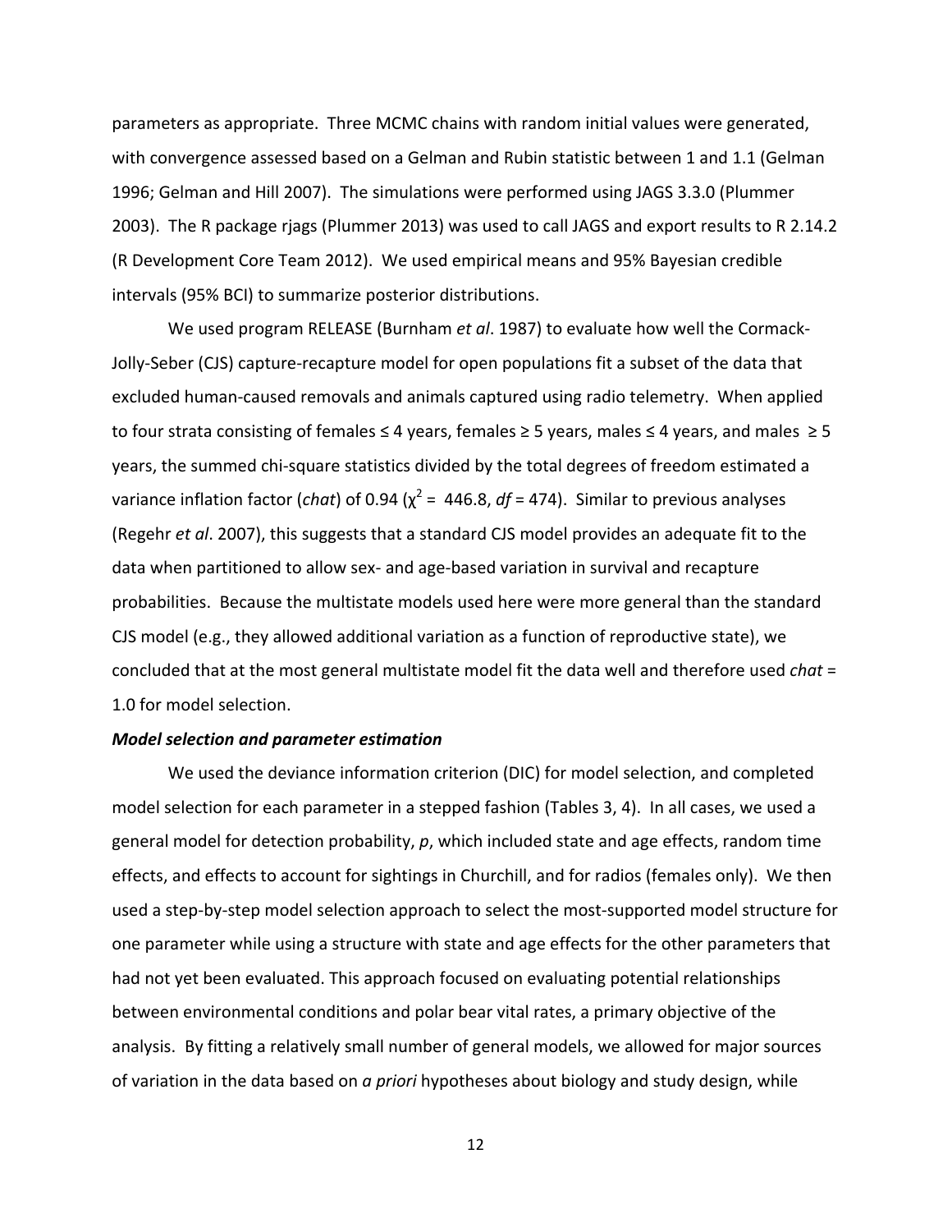parameters as appropriate. Three MCMC chains with random initial values were generated, with convergence assessed based on a Gelman and Rubin statistic between 1 and 1.1 (Gelman 1996; Gelman and Hill 2007). The simulations were performed using JAGS 3.3.0 (Plummer 2003). The R package rjags (Plummer 2013) was used to call JAGS and export results to R 2.14.2 (R Development Core Team 2012). We used empirical means and 95% Bayesian credible intervals (95% BCI) to summarize posterior distributions.

We used program RELEASE (Burnham *et al*. 1987) to evaluate how well the Cormack-Jolly-Seber (CJS) capture-recapture model for open populations fit a subset of the data that excluded human-caused removals and animals captured using radio telemetry. When applied to four strata consisting of females ≤ 4 years, females ≥ 5 years, males ≤ 4 years, and males ≥ 5 years, the summed chi-square statistics divided by the total degrees of freedom estimated a variance inflation factor (*chat*) of 0.94 ($\chi^2$ = 446.8, *df* = 474). Similar to previous analyses (Regehr *et al*. 2007), this suggests that a standard CJS model provides an adequate fit to the data when partitioned to allow sex- and age-based variation in survival and recapture probabilities. Because the multistate models used here were more general than the standard CJS model (e.g., they allowed additional variation as a function of reproductive state), we concluded that at the most general multistate model fit the data well and therefore used *chat* = 1.0 for model selection.

***Model selection and parameter estimation***

We used the deviance information criterion (DIC) for model selection, and completed model selection for each parameter in a stepped fashion (Tables 3, 4). In all cases, we used a general model for detection probability, *p*, which included state and age effects, random time effects, and effects to account for sightings in Churchill, and for radios (females only). We then used a step-by-step model selection approach to select the most-supported model structure for one parameter while using a structure with state and age effects for the other parameters that had not yet been evaluated. This approach focused on evaluating potential relationships between environmental conditions and polar bear vital rates, a primary objective of the analysis. By fitting a relatively small number of general models, we allowed for major sources of variation in the data based on *a priori* hypotheses about biology and study design, while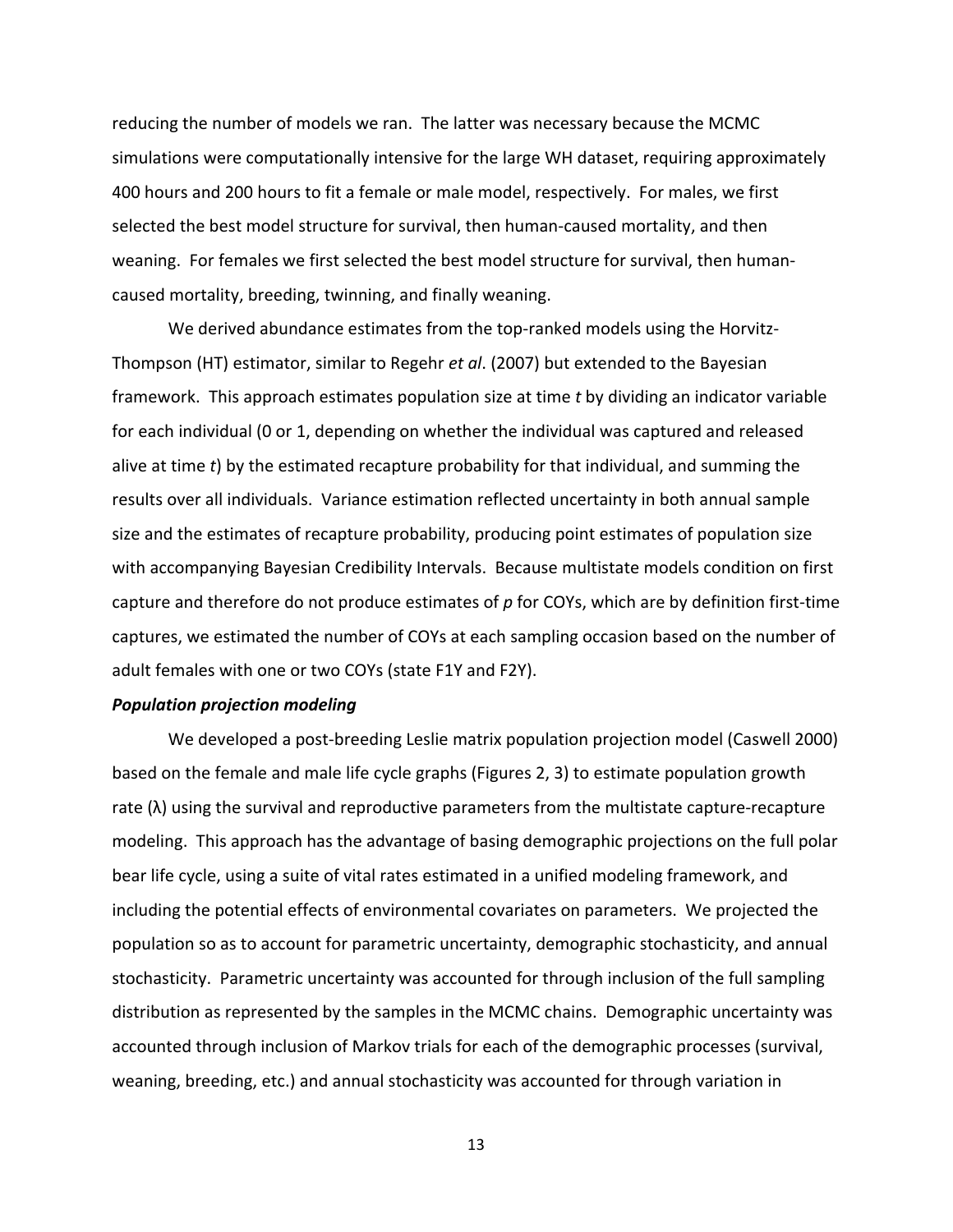reducing the number of models we ran. The latter was necessary because the MCMC simulations were computationally intensive for the large WH dataset, requiring approximately 400 hours and 200 hours to fit a female or male model, respectively. For males, we first selected the best model structure for survival, then human-caused mortality, and then weaning. For females we first selected the best model structure for survival, then human-caused mortality, breeding, twinning, and finally weaning.

We derived abundance estimates from the top-ranked models using the Horvitz-Thompson (HT) estimator, similar to Regehr *et al*. (2007) but extended to the Bayesian framework. This approach estimates population size at time *t* by dividing an indicator variable for each individual (0 or 1, depending on whether the individual was captured and released alive at time *t*) by the estimated recapture probability for that individual, and summing the results over all individuals. Variance estimation reflected uncertainty in both annual sample size and the estimates of recapture probability, producing point estimates of population size with accompanying Bayesian Credibility Intervals. Because multistate models condition on first capture and therefore do not produce estimates of *p* for COYs, which are by definition first-time captures, we estimated the number of COYs at each sampling occasion based on the number of adult females with one or two COYs (state F1Y and F2Y).

***Population projection modeling***

We developed a post-breeding Leslie matrix population projection model (Caswell 2000) based on the female and male life cycle graphs (Figures 2, 3) to estimate population growth rate (λ) using the survival and reproductive parameters from the multistate capture-recapture modeling. This approach has the advantage of basing demographic projections on the full polar bear life cycle, using a suite of vital rates estimated in a unified modeling framework, and including the potential effects of environmental covariates on parameters. We projected the population so as to account for parametric uncertainty, demographic stochasticity, and annual stochasticity. Parametric uncertainty was accounted for through inclusion of the full sampling distribution as represented by the samples in the MCMC chains. Demographic uncertainty was accounted through inclusion of Markov trials for each of the demographic processes (survival, weaning, breeding, etc.) and annual stochasticity was accounted for through variation in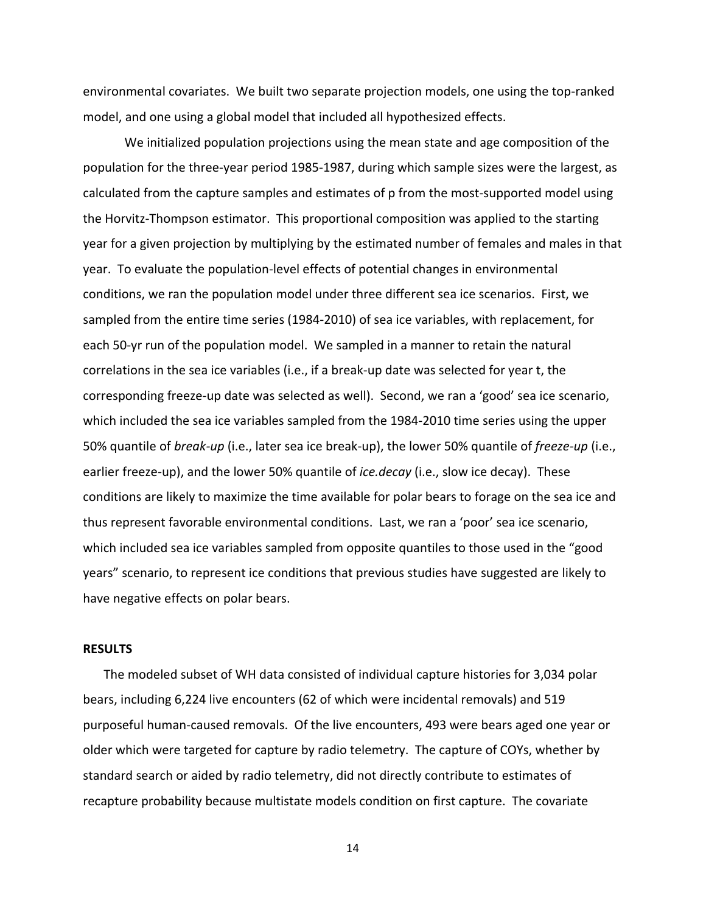environmental covariates. We built two separate projection models, one using the top-ranked model, and one using a global model that included all hypothesized effects.

We initialized population projections using the mean state and age composition of the population for the three-year period 1985-1987, during which sample sizes were the largest, as calculated from the capture samples and estimates of p from the most-supported model using the Horvitz-Thompson estimator. This proportional composition was applied to the starting year for a given projection by multiplying by the estimated number of females and males in that year. To evaluate the population-level effects of potential changes in environmental conditions, we ran the population model under three different sea ice scenarios. First, we sampled from the entire time series (1984-2010) of sea ice variables, with replacement, for each 50-yr run of the population model. We sampled in a manner to retain the natural correlations in the sea ice variables (i.e., if a break-up date was selected for year t, the corresponding freeze-up date was selected as well). Second, we ran a 'good' sea ice scenario, which included the sea ice variables sampled from the 1984-2010 time series using the upper 50% quantile of *break-up* (i.e., later sea ice break-up), the lower 50% quantile of *freeze-up* (i.e., earlier freeze-up), and the lower 50% quantile of *ice.decay* (i.e., slow ice decay). These conditions are likely to maximize the time available for polar bears to forage on the sea ice and thus represent favorable environmental conditions. Last, we ran a 'poor' sea ice scenario, which included sea ice variables sampled from opposite quantiles to those used in the "good years" scenario, to represent ice conditions that previous studies have suggested are likely to have negative effects on polar bears.

## RESULTS

The modeled subset of WH data consisted of individual capture histories for 3,034 polar bears, including 6,224 live encounters (62 of which were incidental removals) and 519 purposeful human-caused removals. Of the live encounters, 493 were bears aged one year or older which were targeted for capture by radio telemetry. The capture of COYs, whether by standard search or aided by radio telemetry, did not directly contribute to estimates of recapture probability because multistate models condition on first capture. The covariate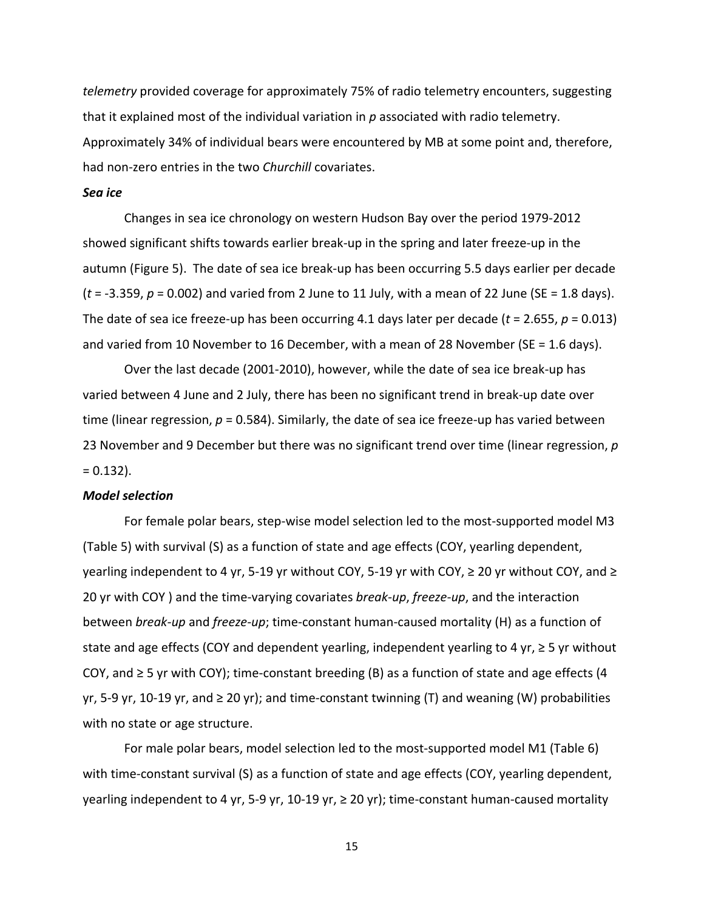*telemetry* provided coverage for approximately 75% of radio telemetry encounters, suggesting that it explained most of the individual variation in $p$ associated with radio telemetry. Approximately 34% of individual bears were encountered by MB at some point and, therefore, had non-zero entries in the two *Churchill* covariates.

***Sea ice***

Changes in sea ice chronology on western Hudson Bay over the period 1979-2012 showed significant shifts towards earlier break-up in the spring and later freeze-up in the autumn (Figure 5). The date of sea ice break-up has been occurring 5.5 days earlier per decade ($t$ = -3.359, $p$ = 0.002) and varied from 2 June to 11 July, with a mean of 22 June (SE = 1.8 days). The date of sea ice freeze-up has been occurring 4.1 days later per decade ($t$ = 2.655, $p$ = 0.013) and varied from 10 November to 16 December, with a mean of 28 November (SE = 1.6 days).

Over the last decade (2001-2010), however, while the date of sea ice break-up has varied between 4 June and 2 July, there has been no significant trend in break-up date over time (linear regression, $p$ = 0.584). Similarly, the date of sea ice freeze-up has varied between 23 November and 9 December but there was no significant trend over time (linear regression, $p$ = 0.132).

***Model selection***

For female polar bears, step-wise model selection led to the most-supported model M3 (Table 5) with survival (S) as a function of state and age effects (COY, yearling dependent, yearling independent to 4 yr, 5-19 yr without COY, 5-19 yr with COY, ≥ 20 yr without COY, and ≥ 20 yr with COY ) and the time-varying covariates *break-up*, *freeze-up*, and the interaction between *break-up* and *freeze-up*; time-constant human-caused mortality (H) as a function of state and age effects (COY and dependent yearling, independent yearling to 4 yr, ≥ 5 yr without COY, and ≥ 5 yr with COY); time-constant breeding (B) as a function of state and age effects (4 yr, 5-9 yr, 10-19 yr, and ≥ 20 yr); and time-constant twinning (T) and weaning (W) probabilities with no state or age structure.

For male polar bears, model selection led to the most-supported model M1 (Table 6) with time-constant survival (S) as a function of state and age effects (COY, yearling dependent, yearling independent to 4 yr, 5-9 yr, 10-19 yr, ≥ 20 yr); time-constant human-caused mortality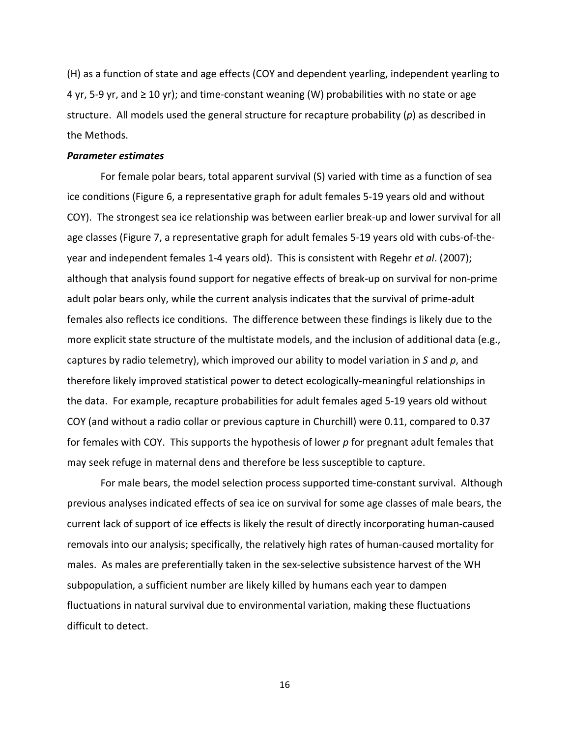(H) as a function of state and age effects (COY and dependent yearling, independent yearling to 4 yr, 5-9 yr, and ≥ 10 yr); and time-constant weaning (W) probabilities with no state or age structure. All models used the general structure for recapture probability ($p$) as described in the Methods.

***Parameter estimates***

For female polar bears, total apparent survival (S) varied with time as a function of sea ice conditions (Figure 6, a representative graph for adult females 5-19 years old and without COY). The strongest sea ice relationship was between earlier break-up and lower survival for all age classes (Figure 7, a representative graph for adult females 5-19 years old with cubs-of-the-year and independent females 1-4 years old). This is consistent with Regehr *et al*. (2007); although that analysis found support for negative effects of break-up on survival for non-prime adult polar bears only, while the current analysis indicates that the survival of prime-adult females also reflects ice conditions. The difference between these findings is likely due to the more explicit state structure of the multistate models, and the inclusion of additional data (e.g., captures by radio telemetry), which improved our ability to model variation in $S$ and $p$, and therefore likely improved statistical power to detect ecologically-meaningful relationships in the data. For example, recapture probabilities for adult females aged 5-19 years old without COY (and without a radio collar or previous capture in Churchill) were 0.11, compared to 0.37 for females with COY. This supports the hypothesis of lower $p$ for pregnant adult females that may seek refuge in maternal dens and therefore be less susceptible to capture.

For male bears, the model selection process supported time-constant survival. Although previous analyses indicated effects of sea ice on survival for some age classes of male bears, the current lack of support of ice effects is likely the result of directly incorporating human-caused removals into our analysis; specifically, the relatively high rates of human-caused mortality for males. As males are preferentially taken in the sex-selective subsistence harvest of the WH subpopulation, a sufficient number are likely killed by humans each year to dampen fluctuations in natural survival due to environmental variation, making these fluctuations difficult to detect.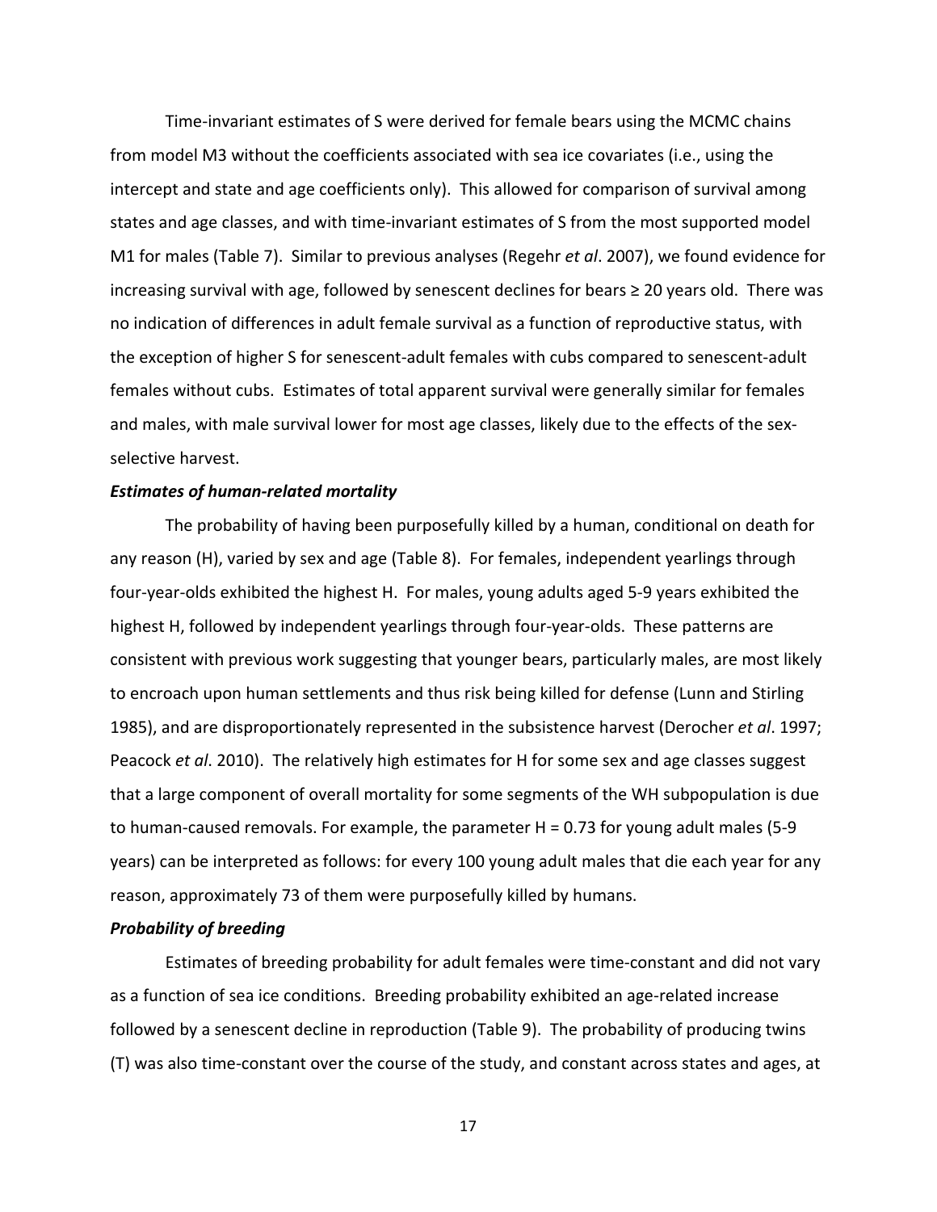Time-invariant estimates of S were derived for female bears using the MCMC chains from model M3 without the coefficients associated with sea ice covariates (i.e., using the intercept and state and age coefficients only). This allowed for comparison of survival among states and age classes, and with time-invariant estimates of S from the most supported model M1 for males (Table 7). Similar to previous analyses (Regehr *et al*. 2007), we found evidence for increasing survival with age, followed by senescent declines for bears ≥ 20 years old. There was no indication of differences in adult female survival as a function of reproductive status, with the exception of higher S for senescent-adult females with cubs compared to senescent-adult females without cubs. Estimates of total apparent survival were generally similar for females and males, with male survival lower for most age classes, likely due to the effects of the sex-selective harvest.

***Estimates of human-related mortality***

The probability of having been purposefully killed by a human, conditional on death for any reason (H), varied by sex and age (Table 8). For females, independent yearlings through four-year-olds exhibited the highest H. For males, young adults aged 5-9 years exhibited the highest H, followed by independent yearlings through four-year-olds. These patterns are consistent with previous work suggesting that younger bears, particularly males, are most likely to encroach upon human settlements and thus risk being killed for defense (Lunn and Stirling 1985), and are disproportionately represented in the subsistence harvest (Derocher *et al*. 1997; Peacock *et al*. 2010). The relatively high estimates for H for some sex and age classes suggest that a large component of overall mortality for some segments of the WH subpopulation is due to human-caused removals. For example, the parameter H = 0.73 for young adult males (5-9 years) can be interpreted as follows: for every 100 young adult males that die each year for any reason, approximately 73 of them were purposefully killed by humans.

***Probability of breeding***

Estimates of breeding probability for adult females were time-constant and did not vary as a function of sea ice conditions. Breeding probability exhibited an age-related increase followed by a senescent decline in reproduction (Table 9). The probability of producing twins (T) was also time-constant over the course of the study, and constant across states and ages, at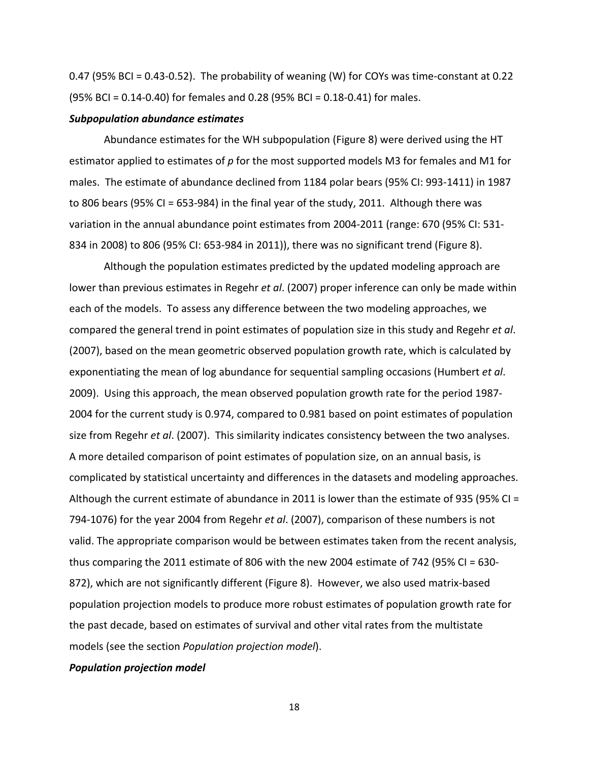0.47 (95% BCI = 0.43-0.52). The probability of weaning (W) for COYs was time-constant at 0.22 (95% BCI = 0.14-0.40) for females and 0.28 (95% BCI = 0.18-0.41) for males.

### *Subpopulation abundance estimates*

Abundance estimates for the WH subpopulation (Figure 8) were derived using the HT estimator applied to estimates of *p* for the most supported models M3 for females and M1 for males. The estimate of abundance declined from 1184 polar bears (95% CI: 993-1411) in 1987 to 806 bears (95% CI = 653-984) in the final year of the study, 2011. Although there was variation in the annual abundance point estimates from 2004-2011 (range: 670 (95% CI: 531-834 in 2008) to 806 (95% CI: 653-984 in 2011)), there was no significant trend (Figure 8).

Although the population estimates predicted by the updated modeling approach are lower than previous estimates in Regehr *et al*. (2007) proper inference can only be made within each of the models. To assess any difference between the two modeling approaches, we compared the general trend in point estimates of population size in this study and Regehr *et al*. (2007), based on the mean geometric observed population growth rate, which is calculated by exponentiating the mean of log abundance for sequential sampling occasions (Humbert *et al*. 2009). Using this approach, the mean observed population growth rate for the period 1987-2004 for the current study is 0.974, compared to 0.981 based on point estimates of population size from Regehr *et al*. (2007). This similarity indicates consistency between the two analyses. A more detailed comparison of point estimates of population size, on an annual basis, is complicated by statistical uncertainty and differences in the datasets and modeling approaches. Although the current estimate of abundance in 2011 is lower than the estimate of 935 (95% CI = 794-1076) for the year 2004 from Regehr *et al*. (2007), comparison of these numbers is not valid. The appropriate comparison would be between estimates taken from the recent analysis, thus comparing the 2011 estimate of 806 with the new 2004 estimate of 742 (95% CI = 630-872), which are not significantly different (Figure 8). However, we also used matrix-based population projection models to produce more robust estimates of population growth rate for the past decade, based on estimates of survival and other vital rates from the multistate models (see the section *Population projection model*).

### *Population projection model*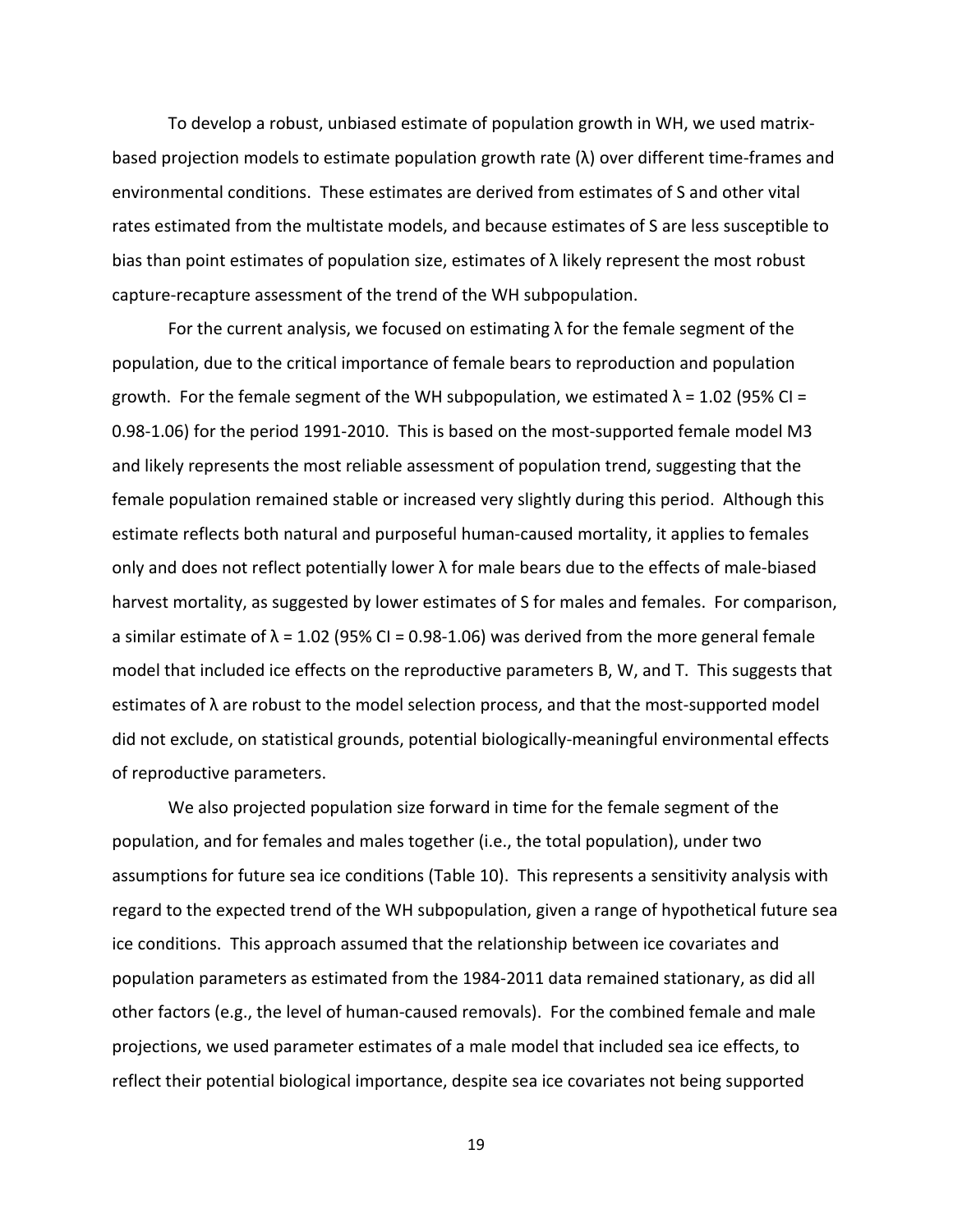To develop a robust, unbiased estimate of population growth in WH, we used matrix-based projection models to estimate population growth rate ($\lambda$) over different time-frames and environmental conditions. These estimates are derived from estimates of S and other vital rates estimated from the multistate models, and because estimates of S are less susceptible to bias than point estimates of population size, estimates of $\lambda$ likely represent the most robust capture-recapture assessment of the trend of the WH subpopulation.

For the current analysis, we focused on estimating $\lambda$ for the female segment of the population, due to the critical importance of female bears to reproduction and population growth. For the female segment of the WH subpopulation, we estimated $\lambda = 1.02$ (95% CI = 0.98-1.06) for the period 1991-2010. This is based on the most-supported female model M3 and likely represents the most reliable assessment of population trend, suggesting that the female population remained stable or increased very slightly during this period. Although this estimate reflects both natural and purposeful human-caused mortality, it applies to females only and does not reflect potentially lower $\lambda$ for male bears due to the effects of male-biased harvest mortality, as suggested by lower estimates of S for males and females. For comparison, a similar estimate of $\lambda = 1.02$ (95% CI = 0.98-1.06) was derived from the more general female model that included ice effects on the reproductive parameters B, W, and T. This suggests that estimates of $\lambda$ are robust to the model selection process, and that the most-supported model did not exclude, on statistical grounds, potential biologically-meaningful environmental effects of reproductive parameters.

We also projected population size forward in time for the female segment of the population, and for females and males together (i.e., the total population), under two assumptions for future sea ice conditions (Table 10). This represents a sensitivity analysis with regard to the expected trend of the WH subpopulation, given a range of hypothetical future sea ice conditions. This approach assumed that the relationship between ice covariates and population parameters as estimated from the 1984-2011 data remained stationary, as did all other factors (e.g., the level of human-caused removals). For the combined female and male projections, we used parameter estimates of a male model that included sea ice effects, to reflect their potential biological importance, despite sea ice covariates not being supported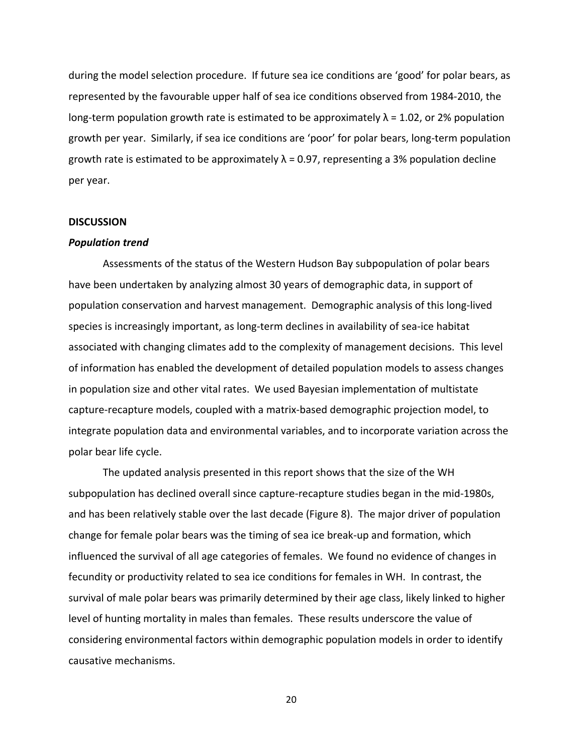during the model selection procedure. If future sea ice conditions are 'good' for polar bears, as represented by the favourable upper half of sea ice conditions observed from 1984-2010, the long-term population growth rate is estimated to be approximately $\lambda = 1.02$, or 2% population growth per year. Similarly, if sea ice conditions are 'poor' for polar bears, long-term population growth rate is estimated to be approximately $\lambda = 0.97$, representing a 3% population decline per year.

## DISCUSSION

### *Population trend*

Assessments of the status of the Western Hudson Bay subpopulation of polar bears have been undertaken by analyzing almost 30 years of demographic data, in support of population conservation and harvest management. Demographic analysis of this long-lived species is increasingly important, as long-term declines in availability of sea-ice habitat associated with changing climates add to the complexity of management decisions. This level of information has enabled the development of detailed population models to assess changes in population size and other vital rates. We used Bayesian implementation of multistate capture-recapture models, coupled with a matrix-based demographic projection model, to integrate population data and environmental variables, and to incorporate variation across the polar bear life cycle.

The updated analysis presented in this report shows that the size of the WH subpopulation has declined overall since capture-recapture studies began in the mid-1980s, and has been relatively stable over the last decade (Figure 8). The major driver of population change for female polar bears was the timing of sea ice break-up and formation, which influenced the survival of all age categories of females. We found no evidence of changes in fecundity or productivity related to sea ice conditions for females in WH. In contrast, the survival of male polar bears was primarily determined by their age class, likely linked to higher level of hunting mortality in males than females. These results underscore the value of considering environmental factors within demographic population models in order to identify causative mechanisms.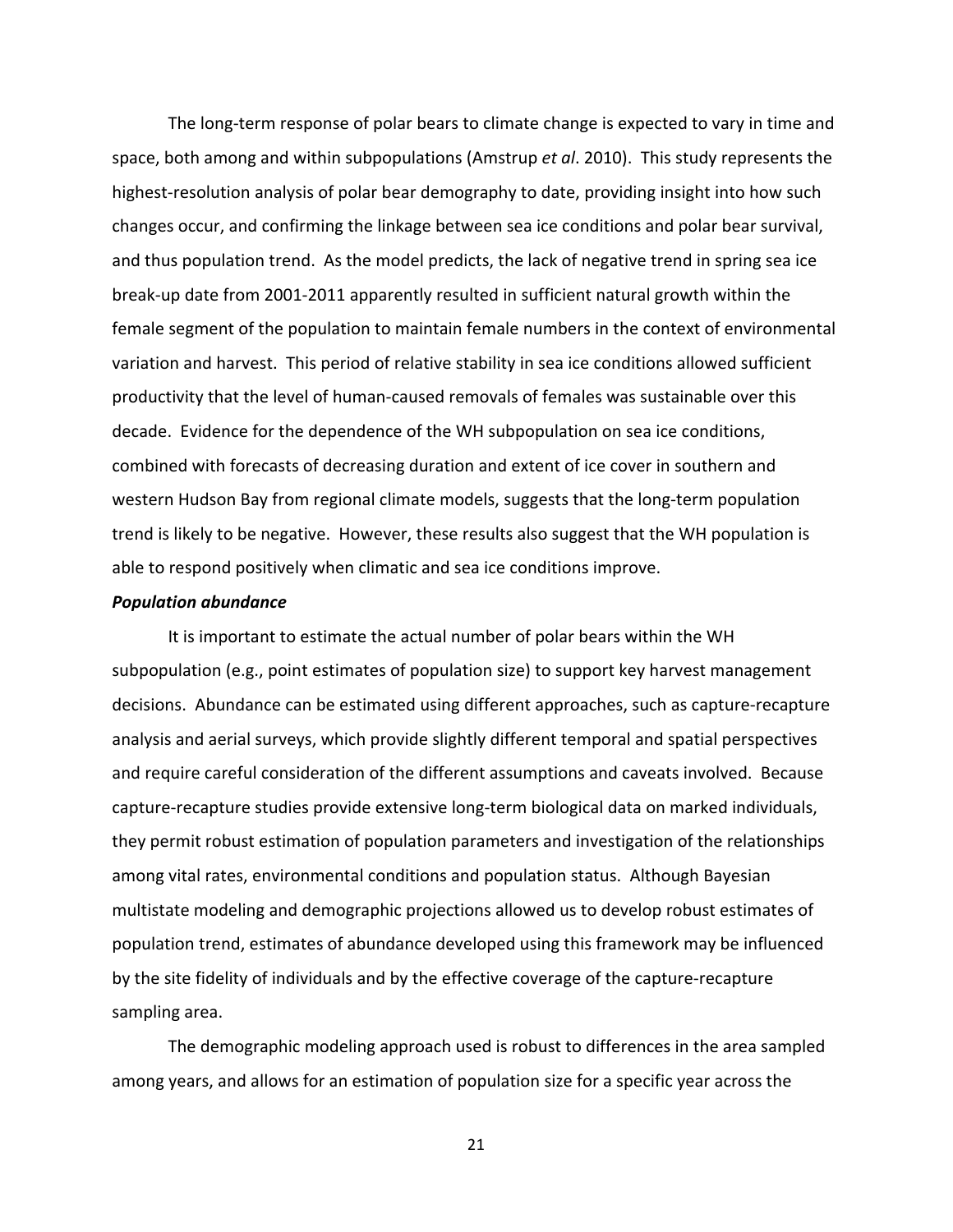The long-term response of polar bears to climate change is expected to vary in time and space, both among and within subpopulations (Amstrup *et al*. 2010). This study represents the highest-resolution analysis of polar bear demography to date, providing insight into how such changes occur, and confirming the linkage between sea ice conditions and polar bear survival, and thus population trend. As the model predicts, the lack of negative trend in spring sea ice break-up date from 2001-2011 apparently resulted in sufficient natural growth within the female segment of the population to maintain female numbers in the context of environmental variation and harvest. This period of relative stability in sea ice conditions allowed sufficient productivity that the level of human-caused removals of females was sustainable over this decade. Evidence for the dependence of the WH subpopulation on sea ice conditions, combined with forecasts of decreasing duration and extent of ice cover in southern and western Hudson Bay from regional climate models, suggests that the long-term population trend is likely to be negative. However, these results also suggest that the WH population is able to respond positively when climatic and sea ice conditions improve.

***Population abundance***

It is important to estimate the actual number of polar bears within the WH subpopulation (e.g., point estimates of population size) to support key harvest management decisions. Abundance can be estimated using different approaches, such as capture-recapture analysis and aerial surveys, which provide slightly different temporal and spatial perspectives and require careful consideration of the different assumptions and caveats involved. Because capture-recapture studies provide extensive long-term biological data on marked individuals, they permit robust estimation of population parameters and investigation of the relationships among vital rates, environmental conditions and population status. Although Bayesian multistate modeling and demographic projections allowed us to develop robust estimates of population trend, estimates of abundance developed using this framework may be influenced by the site fidelity of individuals and by the effective coverage of the capture-recapture sampling area.

The demographic modeling approach used is robust to differences in the area sampled among years, and allows for an estimation of population size for a specific year across the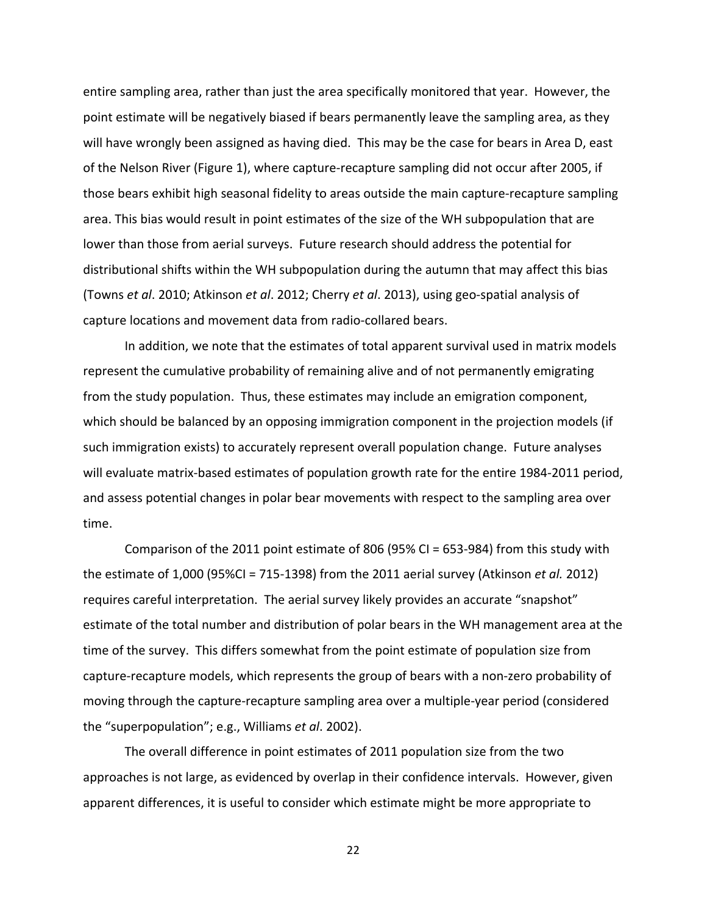entire sampling area, rather than just the area specifically monitored that year. However, the point estimate will be negatively biased if bears permanently leave the sampling area, as they will have wrongly been assigned as having died. This may be the case for bears in Area D, east of the Nelson River (Figure 1), where capture-recapture sampling did not occur after 2005, if those bears exhibit high seasonal fidelity to areas outside the main capture-recapture sampling area. This bias would result in point estimates of the size of the WH subpopulation that are lower than those from aerial surveys. Future research should address the potential for distributional shifts within the WH subpopulation during the autumn that may affect this bias (Towns *et al*. 2010; Atkinson *et al*. 2012; Cherry *et al*. 2013), using geo-spatial analysis of capture locations and movement data from radio-collared bears.

In addition, we note that the estimates of total apparent survival used in matrix models represent the cumulative probability of remaining alive and of not permanently emigrating from the study population. Thus, these estimates may include an emigration component, which should be balanced by an opposing immigration component in the projection models (if such immigration exists) to accurately represent overall population change. Future analyses will evaluate matrix-based estimates of population growth rate for the entire 1984-2011 period, and assess potential changes in polar bear movements with respect to the sampling area over time.

Comparison of the 2011 point estimate of 806 (95% CI = 653-984) from this study with the estimate of 1,000 (95%CI = 715-1398) from the 2011 aerial survey (Atkinson *et al.* 2012) requires careful interpretation. The aerial survey likely provides an accurate "snapshot" estimate of the total number and distribution of polar bears in the WH management area at the time of the survey. This differs somewhat from the point estimate of population size from capture-recapture models, which represents the group of bears with a non-zero probability of moving through the capture-recapture sampling area over a multiple-year period (considered the "superpopulation"; e.g., Williams *et al*. 2002).

The overall difference in point estimates of 2011 population size from the two approaches is not large, as evidenced by overlap in their confidence intervals. However, given apparent differences, it is useful to consider which estimate might be more appropriate to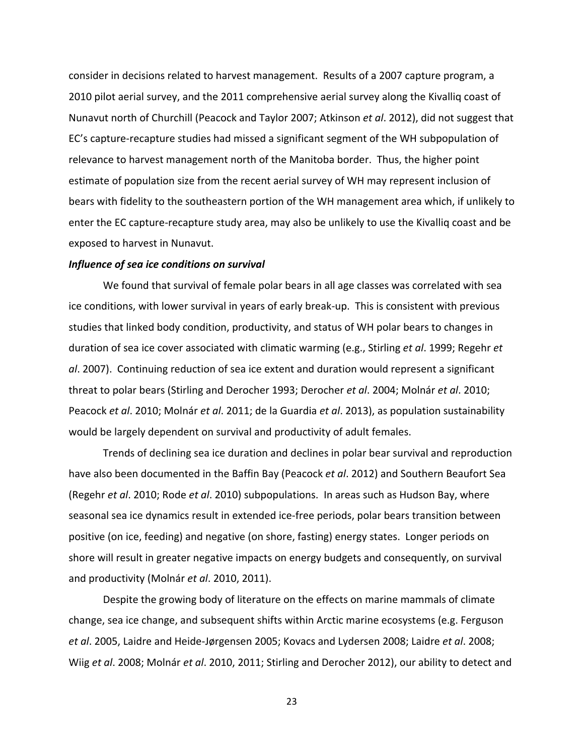consider in decisions related to harvest management. Results of a 2007 capture program, a 2010 pilot aerial survey, and the 2011 comprehensive aerial survey along the Kivalliq coast of Nunavut north of Churchill (Peacock and Taylor 2007; Atkinson *et al*. 2012), did not suggest that EC's capture-recapture studies had missed a significant segment of the WH subpopulation of relevance to harvest management north of the Manitoba border. Thus, the higher point estimate of population size from the recent aerial survey of WH may represent inclusion of bears with fidelity to the southeastern portion of the WH management area which, if unlikely to enter the EC capture-recapture study area, may also be unlikely to use the Kivalliq coast and be exposed to harvest in Nunavut.

***Influence of sea ice conditions on survival***

We found that survival of female polar bears in all age classes was correlated with sea ice conditions, with lower survival in years of early break-up. This is consistent with previous studies that linked body condition, productivity, and status of WH polar bears to changes in duration of sea ice cover associated with climatic warming (e.g., Stirling *et al*. 1999; Regehr *et al*. 2007). Continuing reduction of sea ice extent and duration would represent a significant threat to polar bears (Stirling and Derocher 1993; Derocher *et al*. 2004; Molnár *et al*. 2010; Peacock *et al*. 2010; Molnár *et al*. 2011; de la Guardia *et al*. 2013), as population sustainability would be largely dependent on survival and productivity of adult females.

Trends of declining sea ice duration and declines in polar bear survival and reproduction have also been documented in the Baffin Bay (Peacock *et al*. 2012) and Southern Beaufort Sea (Regehr *et al*. 2010; Rode *et al*. 2010) subpopulations. In areas such as Hudson Bay, where seasonal sea ice dynamics result in extended ice-free periods, polar bears transition between positive (on ice, feeding) and negative (on shore, fasting) energy states. Longer periods on shore will result in greater negative impacts on energy budgets and consequently, on survival and productivity (Molnár *et al*. 2010, 2011).

Despite the growing body of literature on the effects on marine mammals of climate change, sea ice change, and subsequent shifts within Arctic marine ecosystems (e.g. Ferguson *et al*. 2005, Laidre and Heide-Jørgensen 2005; Kovacs and Lydersen 2008; Laidre *et al*. 2008; Wiig *et al*. 2008; Molnár *et al*. 2010, 2011; Stirling and Derocher 2012), our ability to detect and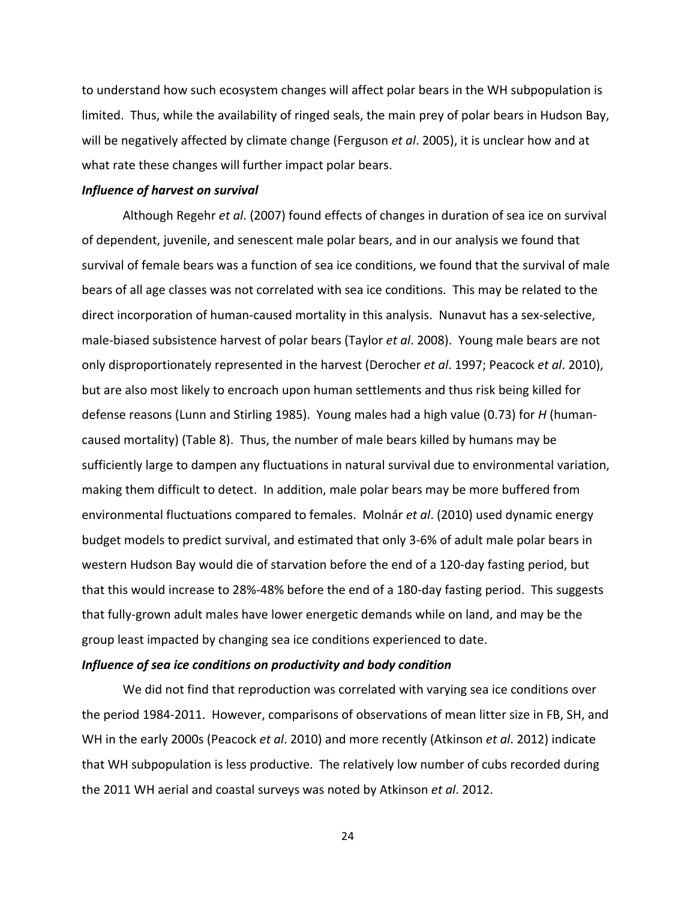to understand how such ecosystem changes will affect polar bears in the WH subpopulation is limited. Thus, while the availability of ringed seals, the main prey of polar bears in Hudson Bay, will be negatively affected by climate change (Ferguson *et al*. 2005), it is unclear how and at what rate these changes will further impact polar bears.

***Influence of harvest on survival***

Although Regehr *et al*. (2007) found effects of changes in duration of sea ice on survival of dependent, juvenile, and senescent male polar bears, and in our analysis we found that survival of female bears was a function of sea ice conditions, we found that the survival of male bears of all age classes was not correlated with sea ice conditions. This may be related to the direct incorporation of human-caused mortality in this analysis. Nunavut has a sex-selective, male-biased subsistence harvest of polar bears (Taylor *et al*. 2008). Young male bears are not only disproportionately represented in the harvest (Derocher *et al*. 1997; Peacock *et al*. 2010), but are also most likely to encroach upon human settlements and thus risk being killed for defense reasons (Lunn and Stirling 1985). Young males had a high value (0.73) for *H* (human-caused mortality) (Table 8). Thus, the number of male bears killed by humans may be sufficiently large to dampen any fluctuations in natural survival due to environmental variation, making them difficult to detect. In addition, male polar bears may be more buffered from environmental fluctuations compared to females. Molnár *et al*. (2010) used dynamic energy budget models to predict survival, and estimated that only 3-6% of adult male polar bears in western Hudson Bay would die of starvation before the end of a 120-day fasting period, but that this would increase to 28%-48% before the end of a 180-day fasting period. This suggests that fully-grown adult males have lower energetic demands while on land, and may be the group least impacted by changing sea ice conditions experienced to date.

***Influence of sea ice conditions on productivity and body condition***

We did not find that reproduction was correlated with varying sea ice conditions over the period 1984-2011. However, comparisons of observations of mean litter size in FB, SH, and WH in the early 2000s (Peacock *et al*. 2010) and more recently (Atkinson *et al*. 2012) indicate that WH subpopulation is less productive. The relatively low number of cubs recorded during the 2011 WH aerial and coastal surveys was noted by Atkinson *et al*. 2012.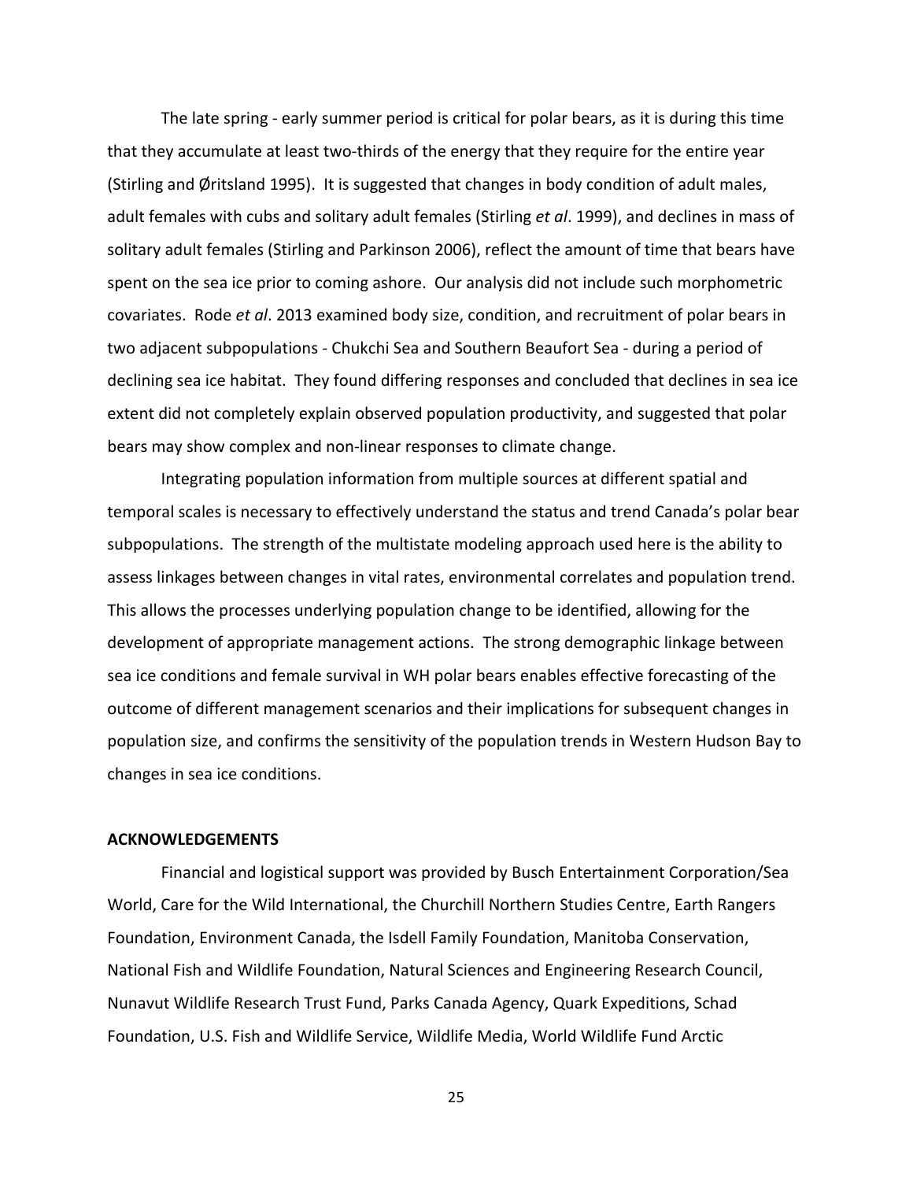The late spring - early summer period is critical for polar bears, as it is during this time that they accumulate at least two-thirds of the energy that they require for the entire year (Stirling and Øritsland 1995). It is suggested that changes in body condition of adult males, adult females with cubs and solitary adult females (Stirling *et al*. 1999), and declines in mass of solitary adult females (Stirling and Parkinson 2006), reflect the amount of time that bears have spent on the sea ice prior to coming ashore. Our analysis did not include such morphometric covariates. Rode *et al*. 2013 examined body size, condition, and recruitment of polar bears in two adjacent subpopulations - Chukchi Sea and Southern Beaufort Sea - during a period of declining sea ice habitat. They found differing responses and concluded that declines in sea ice extent did not completely explain observed population productivity, and suggested that polar bears may show complex and non-linear responses to climate change.

Integrating population information from multiple sources at different spatial and temporal scales is necessary to effectively understand the status and trend Canada's polar bear subpopulations. The strength of the multistate modeling approach used here is the ability to assess linkages between changes in vital rates, environmental correlates and population trend. This allows the processes underlying population change to be identified, allowing for the development of appropriate management actions. The strong demographic linkage between sea ice conditions and female survival in WH polar bears enables effective forecasting of the outcome of different management scenarios and their implications for subsequent changes in population size, and confirms the sensitivity of the population trends in Western Hudson Bay to changes in sea ice conditions.

## ACKNOWLEDGEMENTS

Financial and logistical support was provided by Busch Entertainment Corporation/Sea World, Care for the Wild International, the Churchill Northern Studies Centre, Earth Rangers Foundation, Environment Canada, the Isdell Family Foundation, Manitoba Conservation, National Fish and Wildlife Foundation, Natural Sciences and Engineering Research Council, Nunavut Wildlife Research Trust Fund, Parks Canada Agency, Quark Expeditions, Schad Foundation, U.S. Fish and Wildlife Service, Wildlife Media, World Wildlife Fund Arctic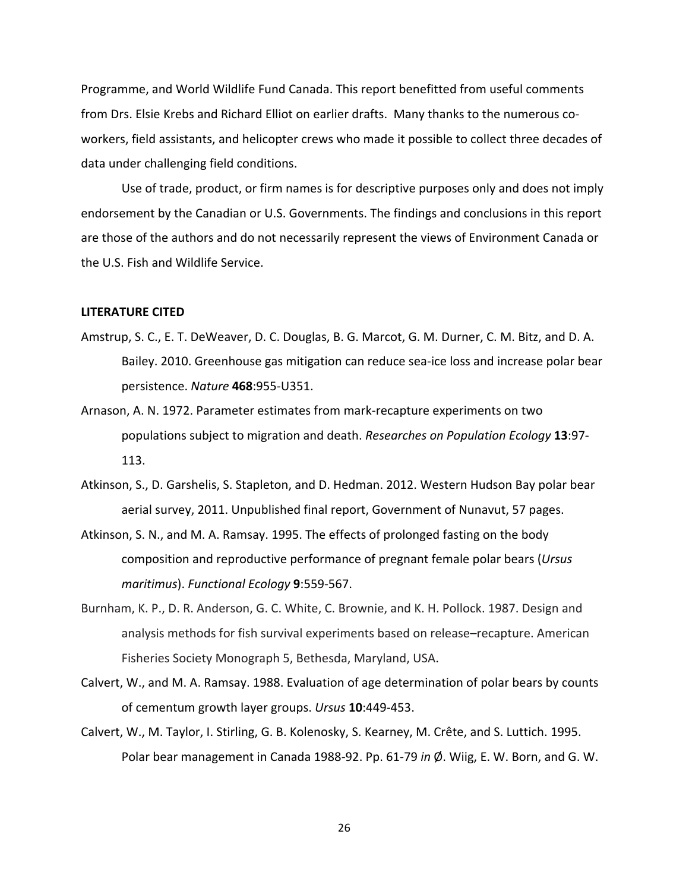Programme, and World Wildlife Fund Canada. This report benefitted from useful comments from Drs. Elsie Krebs and Richard Elliot on earlier drafts. Many thanks to the numerous co-workers, field assistants, and helicopter crews who made it possible to collect three decades of data under challenging field conditions.

Use of trade, product, or firm names is for descriptive purposes only and does not imply endorsement by the Canadian or U.S. Governments. The findings and conclusions in this report are those of the authors and do not necessarily represent the views of Environment Canada or the U.S. Fish and Wildlife Service.

**LITERATURE CITED**

Amstrup, S. C., E. T. DeWeaver, D. C. Douglas, B. G. Marcot, G. M. Durner, C. M. Bitz, and D. A. Bailey. 2010. Greenhouse gas mitigation can reduce sea-ice loss and increase polar bear persistence. *Nature* **468**:955-U351.

Arnason, A. N. 1972. Parameter estimates from mark-recapture experiments on two populations subject to migration and death. *Researches on Population Ecology* **13**:97-113.

Atkinson, S., D. Garshelis, S. Stapleton, and D. Hedman. 2012. Western Hudson Bay polar bear aerial survey, 2011. Unpublished final report, Government of Nunavut, 57 pages.

Atkinson, S. N., and M. A. Ramsay. 1995. The effects of prolonged fasting on the body composition and reproductive performance of pregnant female polar bears (*Ursus maritimus*). *Functional Ecology* **9**:559-567.

Burnham, K. P., D. R. Anderson, G. C. White, C. Brownie, and K. H. Pollock. 1987. Design and analysis methods for fish survival experiments based on release–recapture. American Fisheries Society Monograph 5, Bethesda, Maryland, USA.

Calvert, W., and M. A. Ramsay. 1988. Evaluation of age determination of polar bears by counts of cementum growth layer groups. *Ursus* **10**:449-453.

Calvert, W., M. Taylor, I. Stirling, G. B. Kolenosky, S. Kearney, M. Crête, and S. Luttich. 1995. Polar bear management in Canada 1988-92. Pp. 61-79 *in* Ø. Wiig, E. W. Born, and G. W.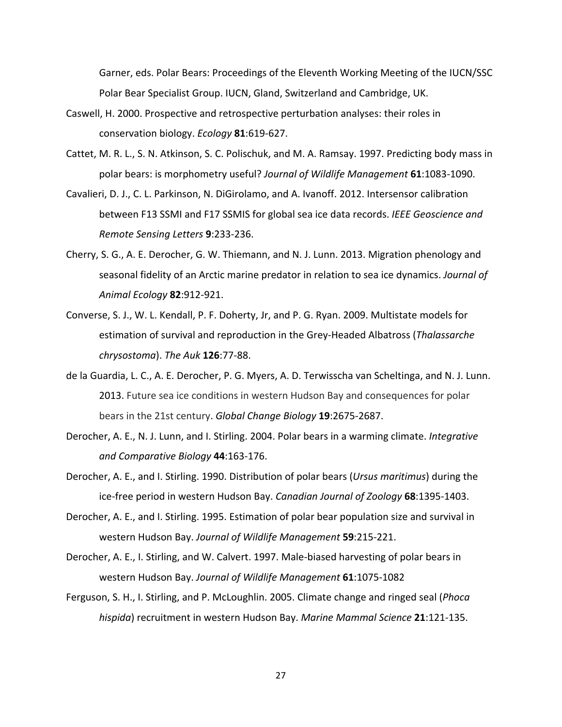Garner, eds. Polar Bears: Proceedings of the Eleventh Working Meeting of the IUCN/SSC Polar Bear Specialist Group. IUCN, Gland, Switzerland and Cambridge, UK.

Caswell, H. 2000. Prospective and retrospective perturbation analyses: their roles in conservation biology. *Ecology* **81**:619-627.

Cattet, M. R. L., S. N. Atkinson, S. C. Polischuk, and M. A. Ramsay. 1997. Predicting body mass in polar bears: is morphometry useful? *Journal of Wildlife Management* **61**:1083-1090.

Cavalieri, D. J., C. L. Parkinson, N. DiGirolamo, and A. Ivanoff. 2012. Intersensor calibration between F13 SSMI and F17 SSMIS for global sea ice data records. *IEEE Geoscience and Remote Sensing Letters* **9**:233-236.

Cherry, S. G., A. E. Derocher, G. W. Thiemann, and N. J. Lunn. 2013. Migration phenology and seasonal fidelity of an Arctic marine predator in relation to sea ice dynamics. *Journal of Animal Ecology* **82**:912-921.

Converse, S. J., W. L. Kendall, P. F. Doherty, Jr, and P. G. Ryan. 2009. Multistate models for estimation of survival and reproduction in the Grey-Headed Albatross (*Thalassarche chrysostoma*). *The Auk* **126**:77-88.

de la Guardia, L. C., A. E. Derocher, P. G. Myers, A. D. Terwisscha van Scheltinga, and N. J. Lunn. 2013. Future sea ice conditions in western Hudson Bay and consequences for polar bears in the 21st century. *Global Change Biology* **19**:2675-2687.

Derocher, A. E., N. J. Lunn, and I. Stirling. 2004. Polar bears in a warming climate. *Integrative and Comparative Biology* **44**:163-176.

Derocher, A. E., and I. Stirling. 1990. Distribution of polar bears (*Ursus maritimus*) during the ice-free period in western Hudson Bay. *Canadian Journal of Zoology* **68**:1395-1403.

Derocher, A. E., and I. Stirling. 1995. Estimation of polar bear population size and survival in western Hudson Bay. *Journal of Wildlife Management* **59**:215-221.

Derocher, A. E., I. Stirling, and W. Calvert. 1997. Male-biased harvesting of polar bears in western Hudson Bay. *Journal of Wildlife Management* **61**:1075-1082

Ferguson, S. H., I. Stirling, and P. McLoughlin. 2005. Climate change and ringed seal (*Phoca hispida*) recruitment in western Hudson Bay. *Marine Mammal Science* **21**:121-135.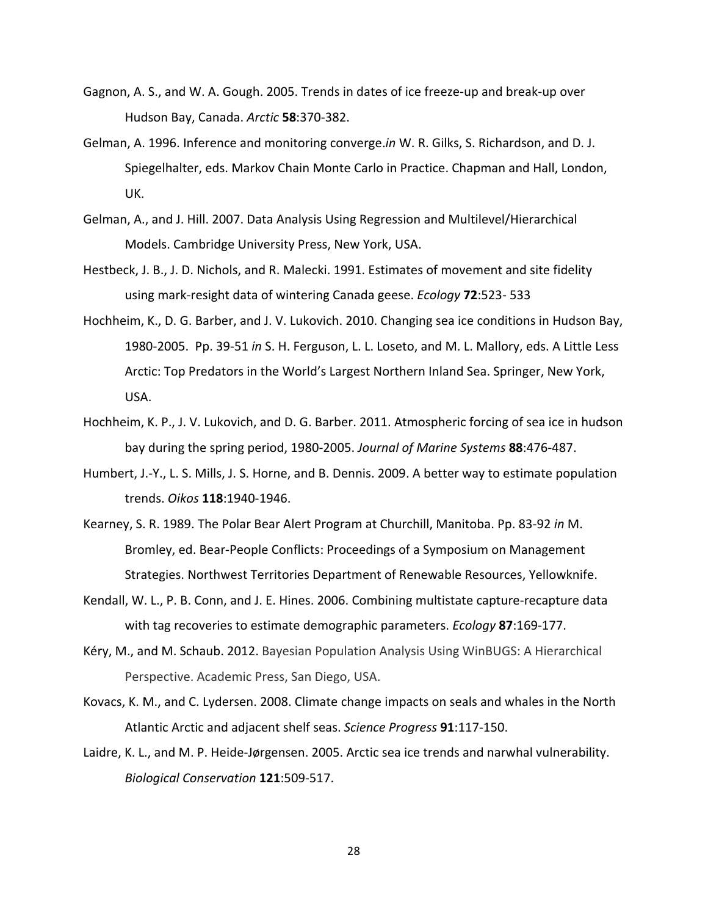Gagnon, A. S., and W. A. Gough. 2005. Trends in dates of ice freeze-up and break-up over Hudson Bay, Canada. *Arctic* **58**:370-382.

Gelman, A. 1996. Inference and monitoring converge.*in* W. R. Gilks, S. Richardson, and D. J. Spiegelhalter, eds. Markov Chain Monte Carlo in Practice. Chapman and Hall, London, UK.

Gelman, A., and J. Hill. 2007. Data Analysis Using Regression and Multilevel/Hierarchical Models. Cambridge University Press, New York, USA.

Hestbeck, J. B., J. D. Nichols, and R. Malecki. 1991. Estimates of movement and site fidelity using mark-resight data of wintering Canada geese. *Ecology* **72**:523- 533

Hochheim, K., D. G. Barber, and J. V. Lukovich. 2010. Changing sea ice conditions in Hudson Bay, 1980-2005. Pp. 39-51 *in* S. H. Ferguson, L. L. Loseto, and M. L. Mallory, eds. A Little Less Arctic: Top Predators in the World's Largest Northern Inland Sea. Springer, New York, USA.

Hochheim, K. P., J. V. Lukovich, and D. G. Barber. 2011. Atmospheric forcing of sea ice in hudson bay during the spring period, 1980-2005. *Journal of Marine Systems* **88**:476-487.

Humbert, J.-Y., L. S. Mills, J. S. Horne, and B. Dennis. 2009. A better way to estimate population trends. *Oikos* **118**:1940-1946.

Kearney, S. R. 1989. The Polar Bear Alert Program at Churchill, Manitoba. Pp. 83-92 *in* M. Bromley, ed. Bear-People Conflicts: Proceedings of a Symposium on Management Strategies. Northwest Territories Department of Renewable Resources, Yellowknife.

Kendall, W. L., P. B. Conn, and J. E. Hines. 2006. Combining multistate capture-recapture data with tag recoveries to estimate demographic parameters. *Ecology* **87**:169-177.

Kéry, M., and M. Schaub. 2012. Bayesian Population Analysis Using WinBUGS: A Hierarchical Perspective. Academic Press, San Diego, USA.

Kovacs, K. M., and C. Lydersen. 2008. Climate change impacts on seals and whales in the North Atlantic Arctic and adjacent shelf seas. *Science Progress* **91**:117-150.

Laidre, K. L., and M. P. Heide-Jørgensen. 2005. Arctic sea ice trends and narwhal vulnerability. *Biological Conservation* **121**:509-517.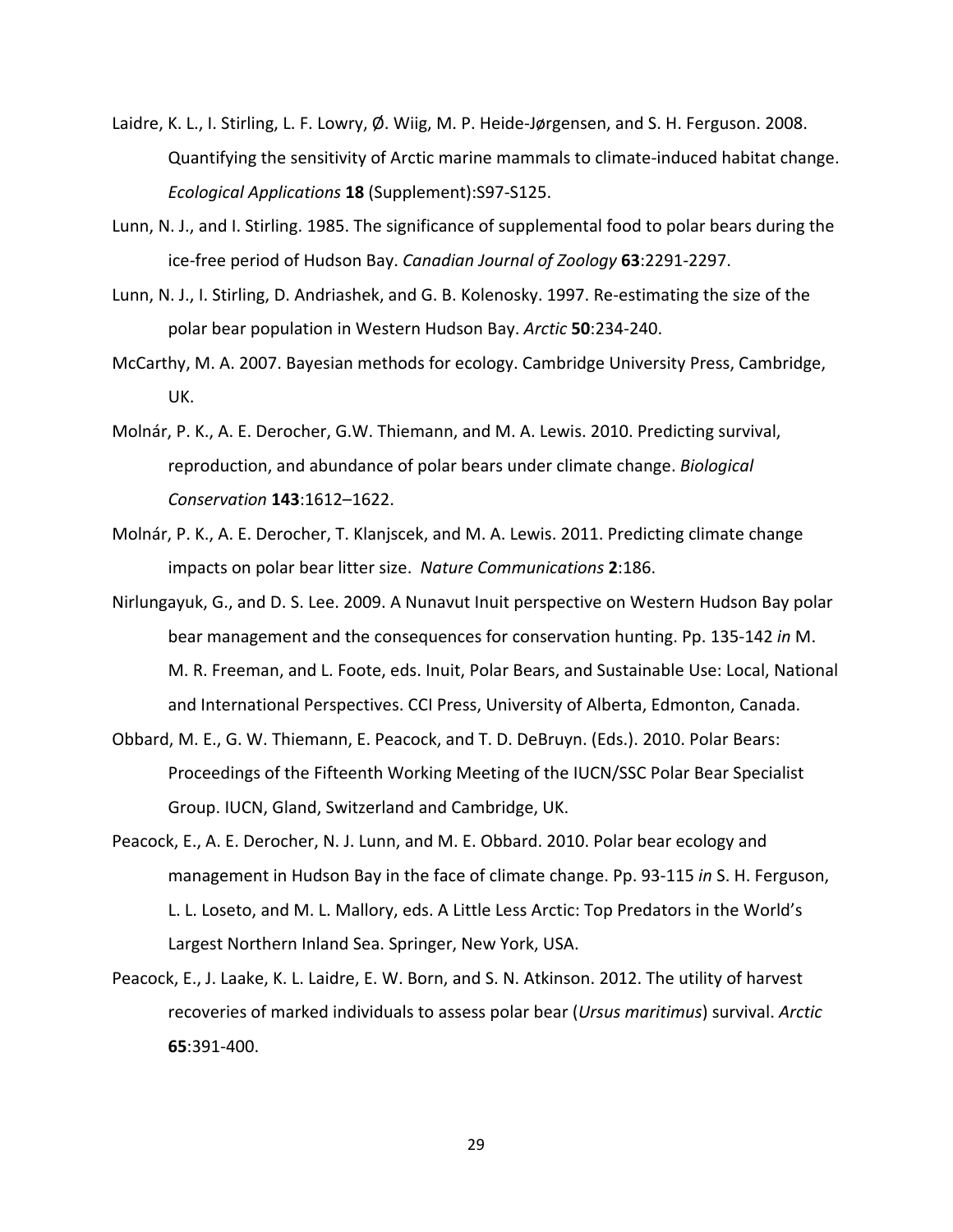Laidre, K. L., I. Stirling, L. F. Lowry, Ø. Wiig, M. P. Heide-Jørgensen, and S. H. Ferguson. 2008. Quantifying the sensitivity of Arctic marine mammals to climate-induced habitat change. *Ecological Applications* **18** (Supplement):S97-S125.

Lunn, N. J., and I. Stirling. 1985. The significance of supplemental food to polar bears during the ice-free period of Hudson Bay. *Canadian Journal of Zoology* **63**:2291-2297.

Lunn, N. J., I. Stirling, D. Andriashek, and G. B. Kolenosky. 1997. Re-estimating the size of the polar bear population in Western Hudson Bay. *Arctic* **50**:234-240.

McCarthy, M. A. 2007. Bayesian methods for ecology. Cambridge University Press, Cambridge, UK.

Molnár, P. K., A. E. Derocher, G.W. Thiemann, and M. A. Lewis. 2010. Predicting survival, reproduction, and abundance of polar bears under climate change. *Biological Conservation* **143**:1612–1622.

Molnár, P. K., A. E. Derocher, T. Klanjscek, and M. A. Lewis. 2011. Predicting climate change impacts on polar bear litter size. *Nature Communications* **2**:186.

Nirlungayuk, G., and D. S. Lee. 2009. A Nunavut Inuit perspective on Western Hudson Bay polar bear management and the consequences for conservation hunting. Pp. 135-142 *in* M. M. R. Freeman, and L. Foote, eds. Inuit, Polar Bears, and Sustainable Use: Local, National and International Perspectives. CCI Press, University of Alberta, Edmonton, Canada.

Obbard, M. E., G. W. Thiemann, E. Peacock, and T. D. DeBruyn. (Eds.). 2010. Polar Bears: Proceedings of the Fifteenth Working Meeting of the IUCN/SSC Polar Bear Specialist Group. IUCN, Gland, Switzerland and Cambridge, UK.

Peacock, E., A. E. Derocher, N. J. Lunn, and M. E. Obbard. 2010. Polar bear ecology and management in Hudson Bay in the face of climate change. Pp. 93-115 *in* S. H. Ferguson, L. L. Loseto, and M. L. Mallory, eds. A Little Less Arctic: Top Predators in the World's Largest Northern Inland Sea. Springer, New York, USA.

Peacock, E., J. Laake, K. L. Laidre, E. W. Born, and S. N. Atkinson. 2012. The utility of harvest recoveries of marked individuals to assess polar bear (*Ursus maritimus*) survival. *Arctic* **65**:391-400.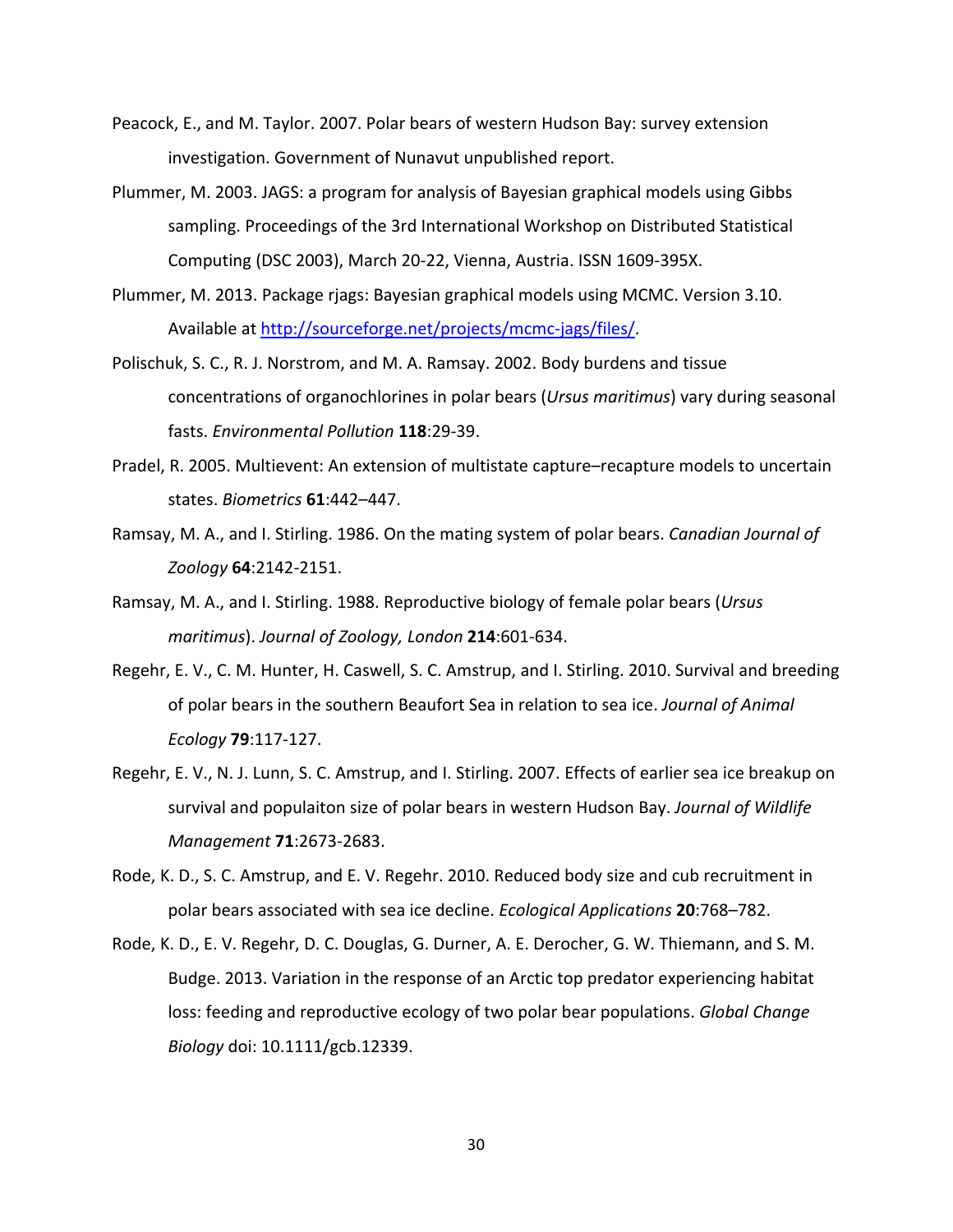Peacock, E., and M. Taylor. 2007. Polar bears of western Hudson Bay: survey extension investigation. Government of Nunavut unpublished report.

Plummer, M. 2003. JAGS: a program for analysis of Bayesian graphical models using Gibbs sampling. Proceedings of the 3rd International Workshop on Distributed Statistical Computing (DSC 2003), March 20-22, Vienna, Austria. ISSN 1609-395X.

Plummer, M. 2013. Package rjags: Bayesian graphical models using MCMC. Version 3.10. Available at http://sourceforge.net/projects/mcmc-jags/files/.

Polischuk, S. C., R. J. Norstrom, and M. A. Ramsay. 2002. Body burdens and tissue concentrations of organochlorines in polar bears (*Ursus maritimus*) vary during seasonal fasts. *Environmental Pollution* **118**:29-39.

Pradel, R. 2005. Multievent: An extension of multistate capture–recapture models to uncertain states. *Biometrics* **61**:442–447.

Ramsay, M. A., and I. Stirling. 1986. On the mating system of polar bears. *Canadian Journal of Zoology* **64**:2142-2151.

Ramsay, M. A., and I. Stirling. 1988. Reproductive biology of female polar bears (*Ursus maritimus*). *Journal of Zoology, London* **214**:601-634.

Regehr, E. V., C. M. Hunter, H. Caswell, S. C. Amstrup, and I. Stirling. 2010. Survival and breeding of polar bears in the southern Beaufort Sea in relation to sea ice. *Journal of Animal Ecology* **79**:117-127.

Regehr, E. V., N. J. Lunn, S. C. Amstrup, and I. Stirling. 2007. Effects of earlier sea ice breakup on survival and populaiton size of polar bears in western Hudson Bay. *Journal of Wildlife Management* **71**:2673-2683.

Rode, K. D., S. C. Amstrup, and E. V. Regehr. 2010. Reduced body size and cub recruitment in polar bears associated with sea ice decline. *Ecological Applications* **20**:768–782.

Rode, K. D., E. V. Regehr, D. C. Douglas, G. Durner, A. E. Derocher, G. W. Thiemann, and S. M. Budge. 2013. Variation in the response of an Arctic top predator experiencing habitat loss: feeding and reproductive ecology of two polar bear populations. *Global Change Biology* doi: 10.1111/gcb.12339.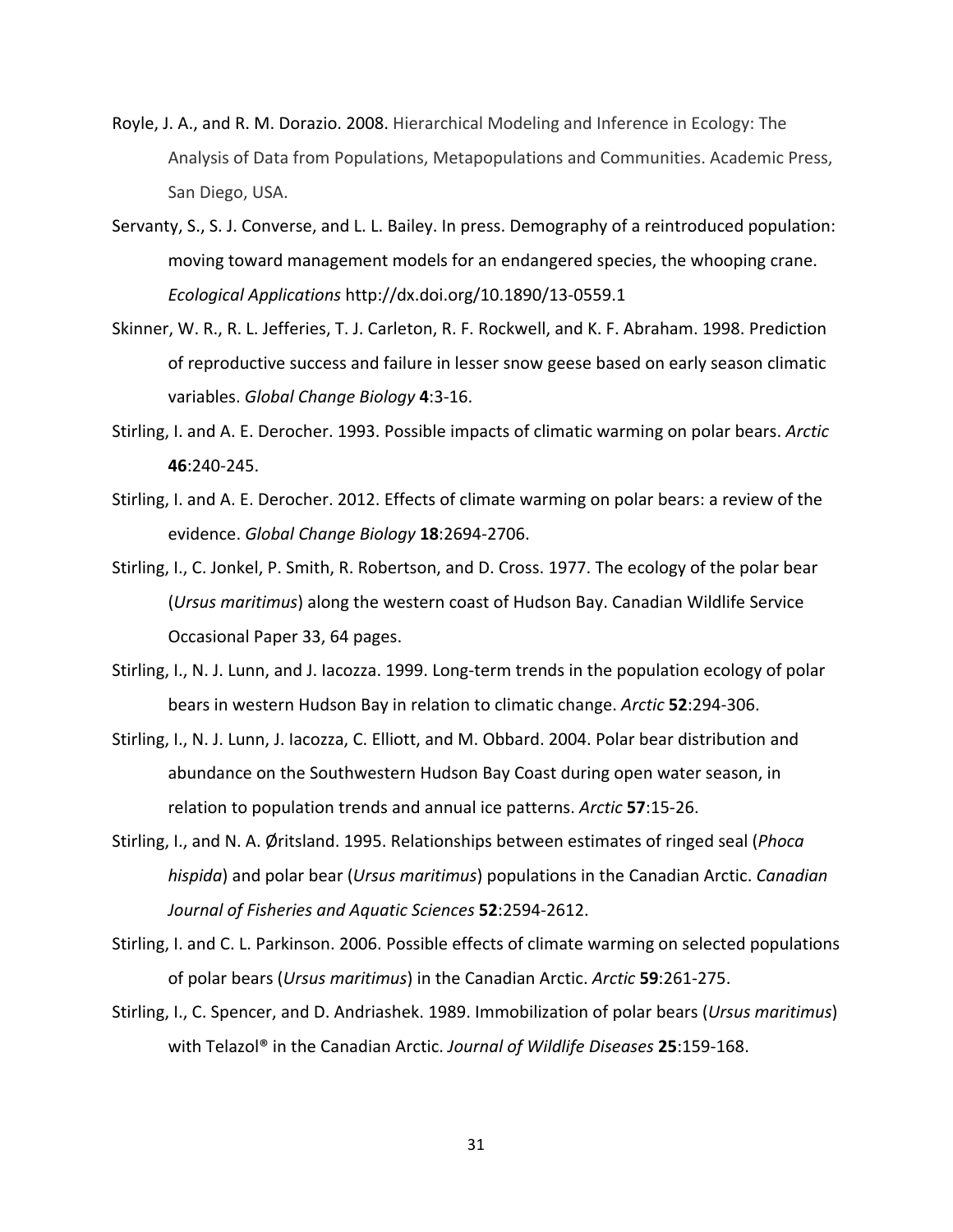Royle, J. A., and R. M. Dorazio. 2008. Hierarchical Modeling and Inference in Ecology: The Analysis of Data from Populations, Metapopulations and Communities. Academic Press, San Diego, USA.

Servanty, S., S. J. Converse, and L. L. Bailey. In press. Demography of a reintroduced population: moving toward management models for an endangered species, the whooping crane. *Ecological Applications* http://dx.doi.org/10.1890/13-0559.1

Skinner, W. R., R. L. Jefferies, T. J. Carleton, R. F. Rockwell, and K. F. Abraham. 1998. Prediction of reproductive success and failure in lesser snow geese based on early season climatic variables. *Global Change Biology* **4**:3-16.

Stirling, I. and A. E. Derocher. 1993. Possible impacts of climatic warming on polar bears. *Arctic* **46**:240-245.

Stirling, I. and A. E. Derocher. 2012. Effects of climate warming on polar bears: a review of the evidence. *Global Change Biology* **18**:2694-2706.

Stirling, I., C. Jonkel, P. Smith, R. Robertson, and D. Cross. 1977. The ecology of the polar bear (*Ursus maritimus*) along the western coast of Hudson Bay. Canadian Wildlife Service Occasional Paper 33, 64 pages.

Stirling, I., N. J. Lunn, and J. Iacozza. 1999. Long-term trends in the population ecology of polar bears in western Hudson Bay in relation to climatic change. *Arctic* **52**:294-306.

Stirling, I., N. J. Lunn, J. Iacozza, C. Elliott, and M. Obbard. 2004. Polar bear distribution and abundance on the Southwestern Hudson Bay Coast during open water season, in relation to population trends and annual ice patterns. *Arctic* **57**:15-26.

Stirling, I., and N. A. Øritsland. 1995. Relationships between estimates of ringed seal (*Phoca hispida*) and polar bear (*Ursus maritimus*) populations in the Canadian Arctic. *Canadian Journal of Fisheries and Aquatic Sciences* **52**:2594-2612.

Stirling, I. and C. L. Parkinson. 2006. Possible effects of climate warming on selected populations of polar bears (*Ursus maritimus*) in the Canadian Arctic. *Arctic* **59**:261-275.

Stirling, I., C. Spencer, and D. Andriashek. 1989. Immobilization of polar bears (*Ursus maritimus*) with Telazol® in the Canadian Arctic. *Journal of Wildlife Diseases* **25**:159-168.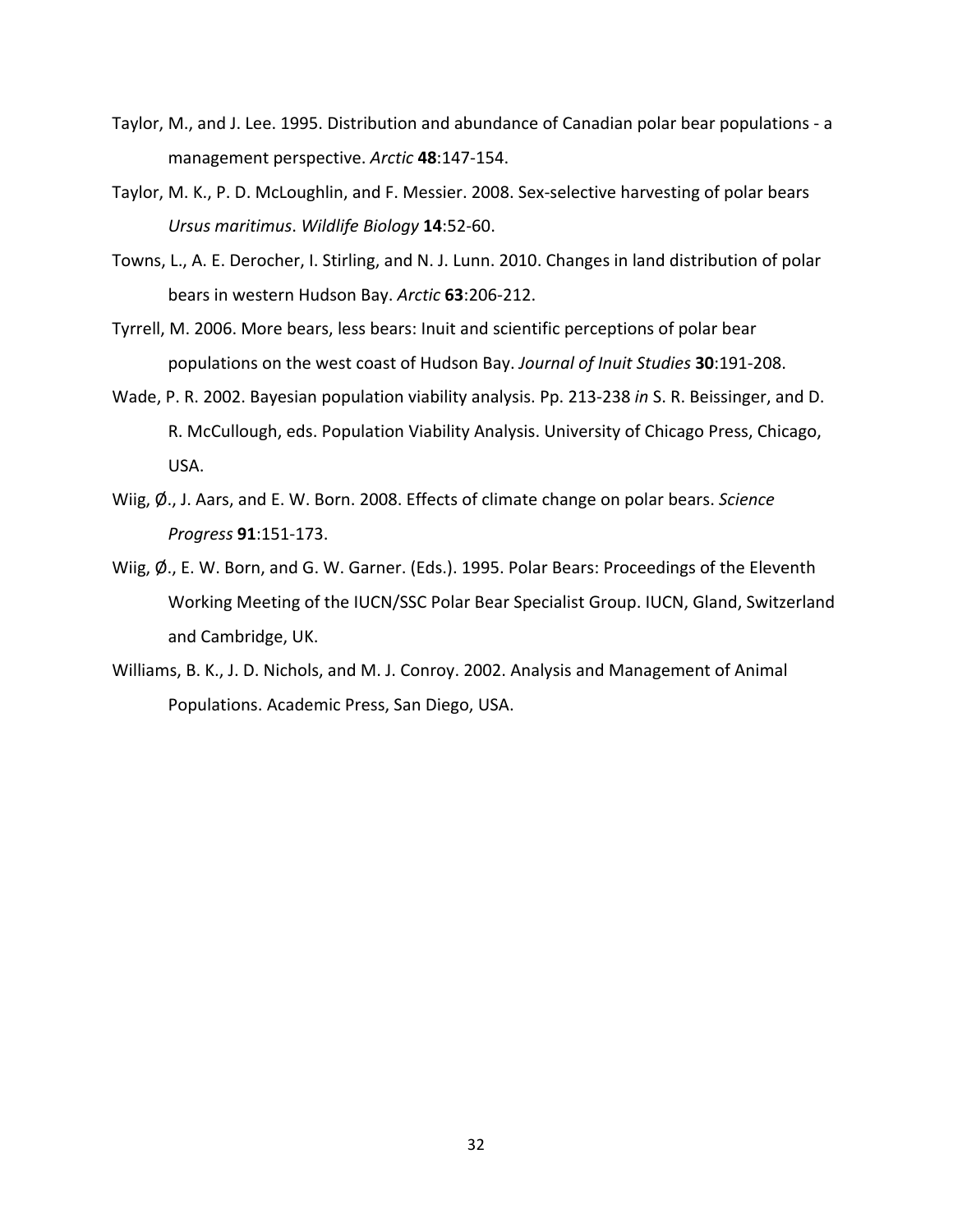Taylor, M., and J. Lee. 1995. Distribution and abundance of Canadian polar bear populations - a management perspective. *Arctic* **48**:147-154.

Taylor, M. K., P. D. McLoughlin, and F. Messier. 2008. Sex-selective harvesting of polar bears *Ursus maritimus*. *Wildlife Biology* **14**:52-60.

Towns, L., A. E. Derocher, I. Stirling, and N. J. Lunn. 2010. Changes in land distribution of polar bears in western Hudson Bay. *Arctic* **63**:206-212.

Tyrrell, M. 2006. More bears, less bears: Inuit and scientific perceptions of polar bear populations on the west coast of Hudson Bay. *Journal of Inuit Studies* **30**:191-208.

Wade, P. R. 2002. Bayesian population viability analysis. Pp. 213-238 *in* S. R. Beissinger, and D. R. McCullough, eds. Population Viability Analysis. University of Chicago Press, Chicago, USA.

Wiig, Ø., J. Aars, and E. W. Born. 2008. Effects of climate change on polar bears. *Science Progress* **91**:151-173.

Wiig, Ø., E. W. Born, and G. W. Garner. (Eds.). 1995. Polar Bears: Proceedings of the Eleventh Working Meeting of the IUCN/SSC Polar Bear Specialist Group. IUCN, Gland, Switzerland and Cambridge, UK.

Williams, B. K., J. D. Nichols, and M. J. Conroy. 2002. Analysis and Management of Animal Populations. Academic Press, San Diego, USA.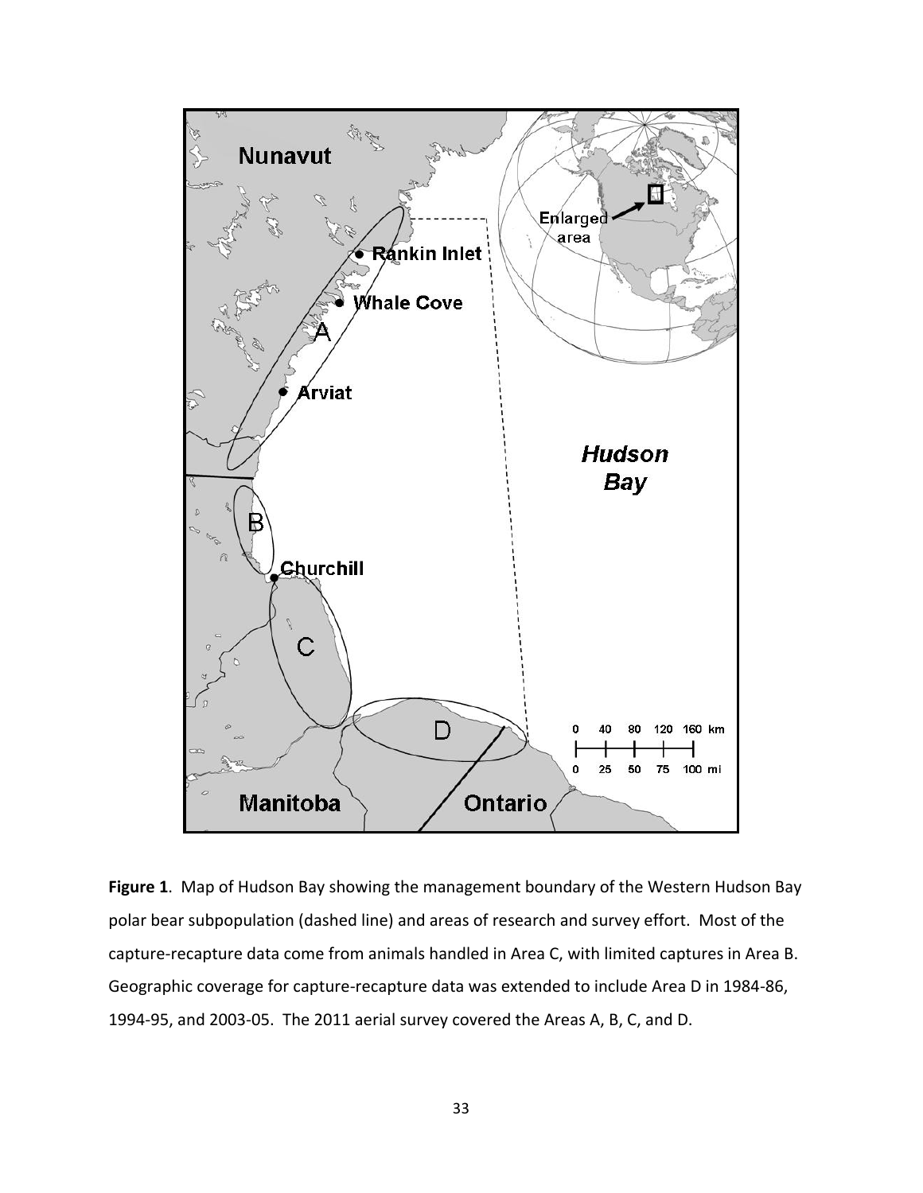**Figure 1**. Map of Hudson Bay showing the management boundary of the Western Hudson Bay polar bear subpopulation (dashed line) and areas of research and survey effort. Most of the capture-recapture data come from animals handled in Area C, with limited captures in Area B. Geographic coverage for capture-recapture data was extended to include Area D in 1984-86, 1994-95, and 2003-05. The 2011 aerial survey covered the Areas A, B, C, and D.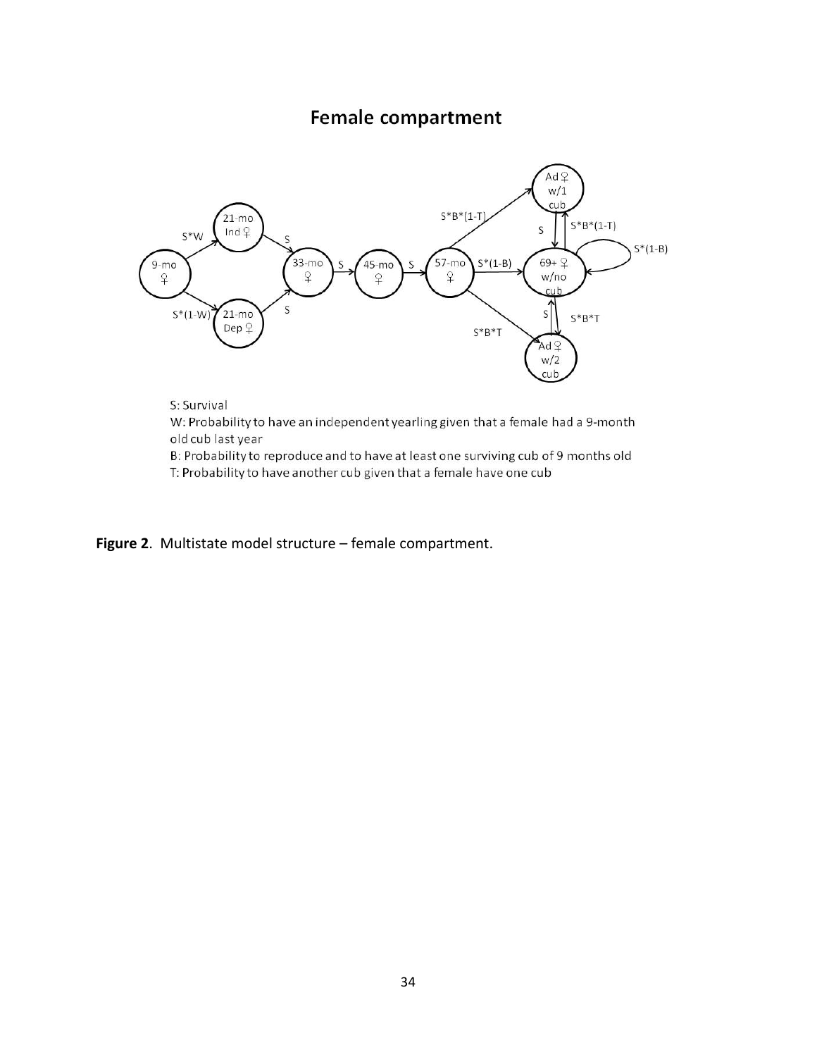## Female compartment

S: Survival

W: Probability to have an independent yearling given that a female had a 9-month old cub last year

B: Probability to reproduce and to have at least one surviving cub of 9 months old

T: Probability to have another cub given that a female have one cub

**Figure 2**. Multistate model structure – female compartment.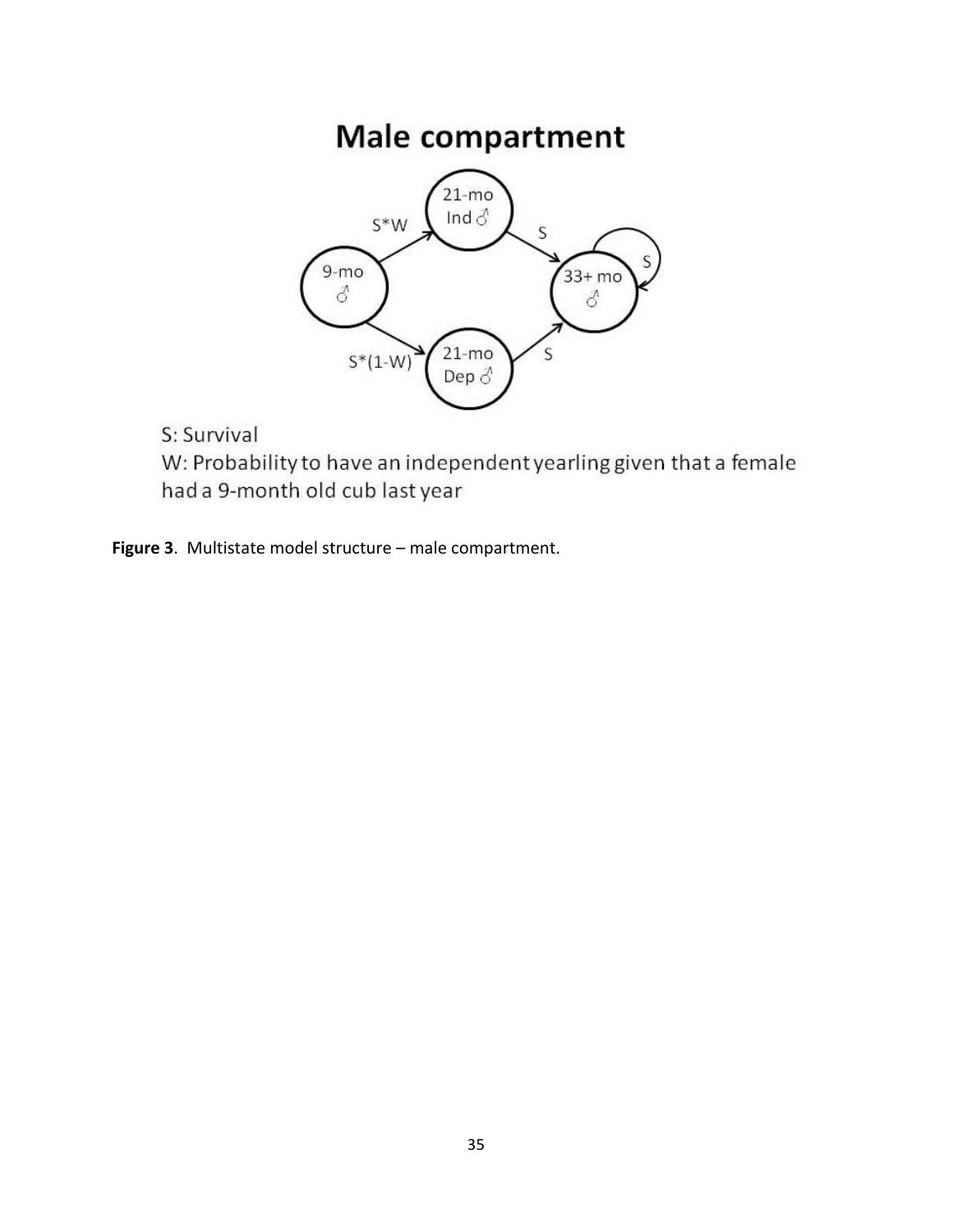# Male compartment

S: Survival

W: Probability to have an independent yearling given that a female had a 9-month old cub last year

**Figure 3**. Multistate model structure – male compartment.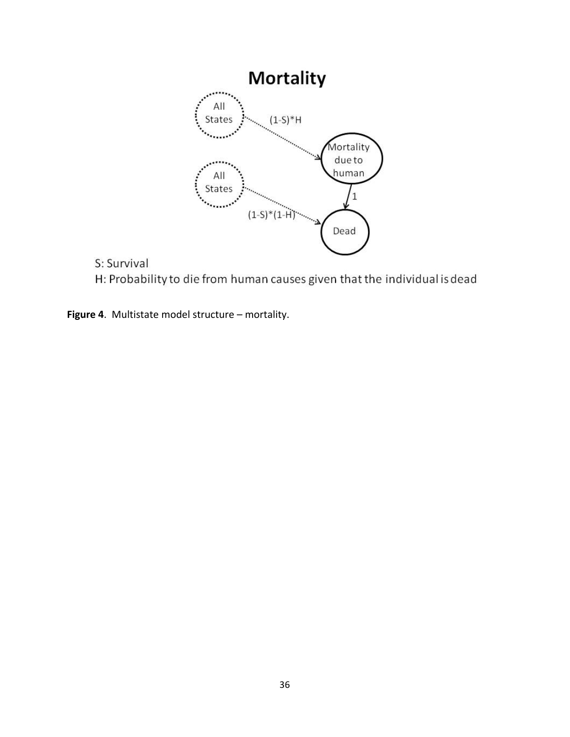**Mortality**

All States → Mortality due to human: $(1-S)*H$

Mortality due to human → Dead: 1

All States → Dead: $(1-S)*(1-H)$

S: Survival

H: Probability to die from human causes given that the individual is dead

**Figure 4**. Multistate model structure – mortality.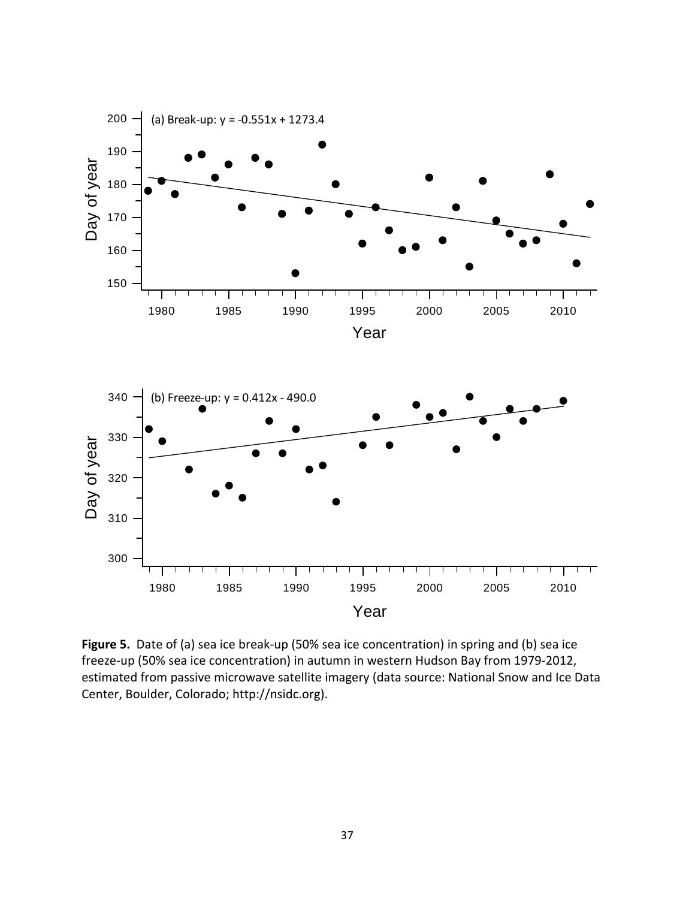**Figure 5.** Date of (a) sea ice break-up (50% sea ice concentration) in spring and (b) sea ice freeze-up (50% sea ice concentration) in autumn in western Hudson Bay from 1979-2012, estimated from passive microwave satellite imagery (data source: National Snow and Ice Data Center, Boulder, Colorado; http://nsidc.org).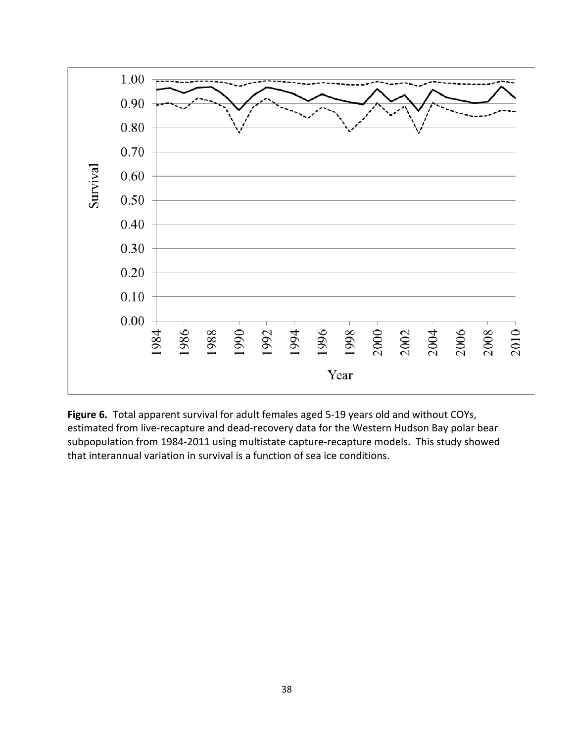**Figure 6.** Total apparent survival for adult females aged 5-19 years old and without COYs, estimated from live-recapture and dead-recovery data for the Western Hudson Bay polar bear subpopulation from 1984-2011 using multistate capture-recapture models. This study showed that interannual variation in survival is a function of sea ice conditions.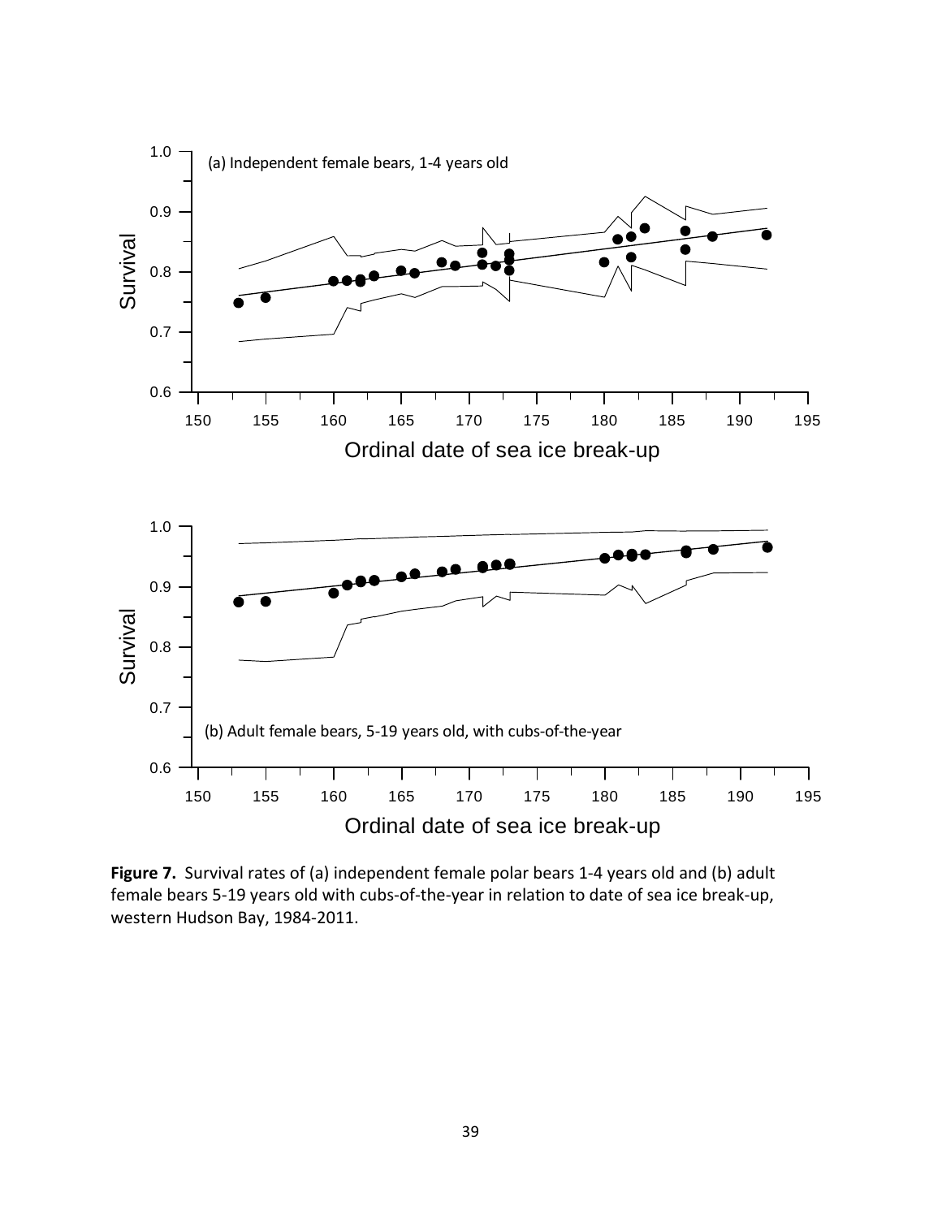**Figure 7.** Survival rates of (a) independent female polar bears 1-4 years old and (b) adult female bears 5-19 years old with cubs-of-the-year in relation to date of sea ice break-up, western Hudson Bay, 1984-2011.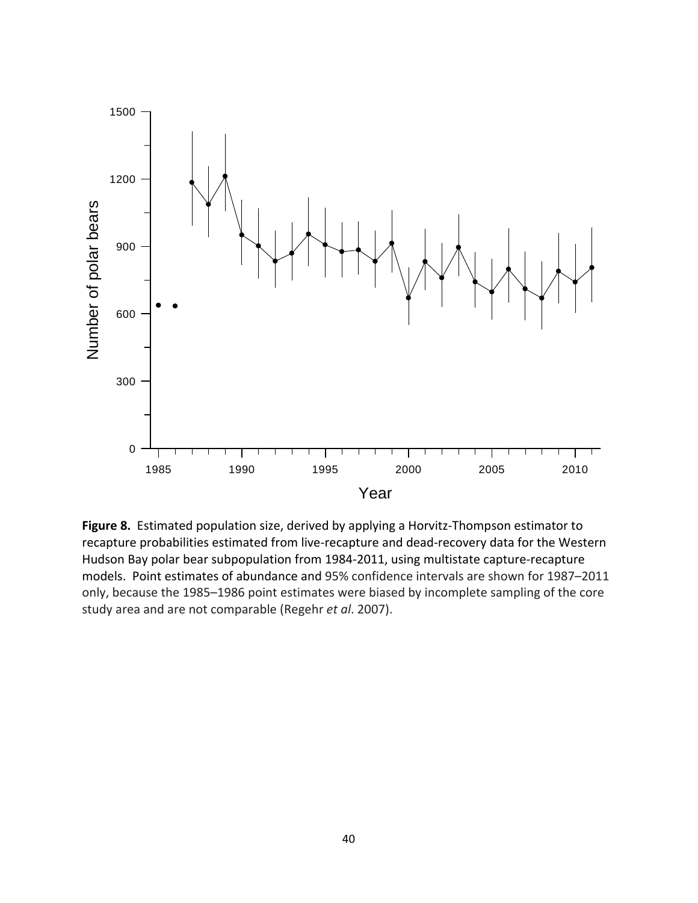**Figure 8.** Estimated population size, derived by applying a Horvitz-Thompson estimator to recapture probabilities estimated from live-recapture and dead-recovery data for the Western Hudson Bay polar bear subpopulation from 1984-2011, using multistate capture-recapture models. Point estimates of abundance and 95% confidence intervals are shown for 1987–2011 only, because the 1985–1986 point estimates were biased by incomplete sampling of the core study area and are not comparable (Regehr *et al*. 2007).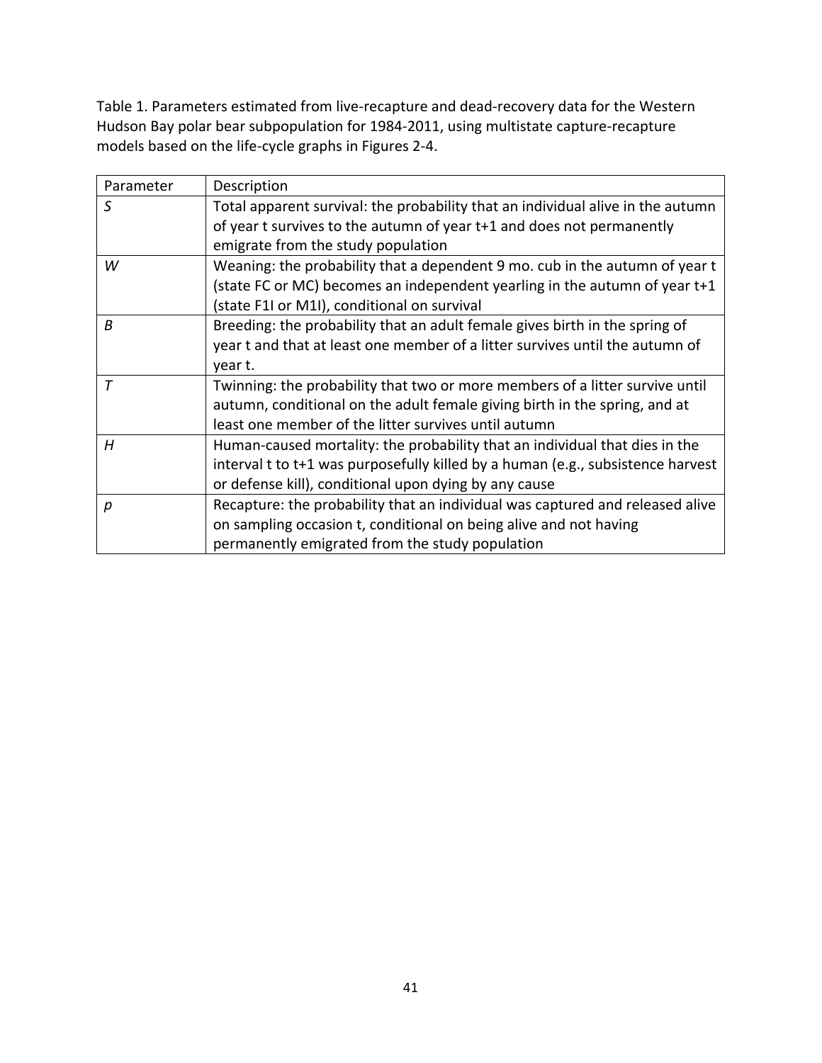Table 1. Parameters estimated from live-recapture and dead-recovery data for the Western Hudson Bay polar bear subpopulation for 1984-2011, using multistate capture-recapture models based on the life-cycle graphs in Figures 2-4.

| Parameter | Description |
|---|---|
| *S* | Total apparent survival: the probability that an individual alive in the autumn of year t survives to the autumn of year t+1 and does not permanently emigrate from the study population |
| *W* | Weaning: the probability that a dependent 9 mo. cub in the autumn of year t (state FC or MC) becomes an independent yearling in the autumn of year t+1 (state F1I or M1I), conditional on survival |
| *B* | Breeding: the probability that an adult female gives birth in the spring of year t and that at least one member of a litter survives until the autumn of year t. |
| *T* | Twinning: the probability that two or more members of a litter survive until autumn, conditional on the adult female giving birth in the spring, and at least one member of the litter survives until autumn |
| *H* | Human-caused mortality: the probability that an individual that dies in the interval t to t+1 was purposefully killed by a human (e.g., subsistence harvest or defense kill), conditional upon dying by any cause |
| *p* | Recapture: the probability that an individual was captured and released alive on sampling occasion t, conditional on being alive and not having permanently emigrated from the study population |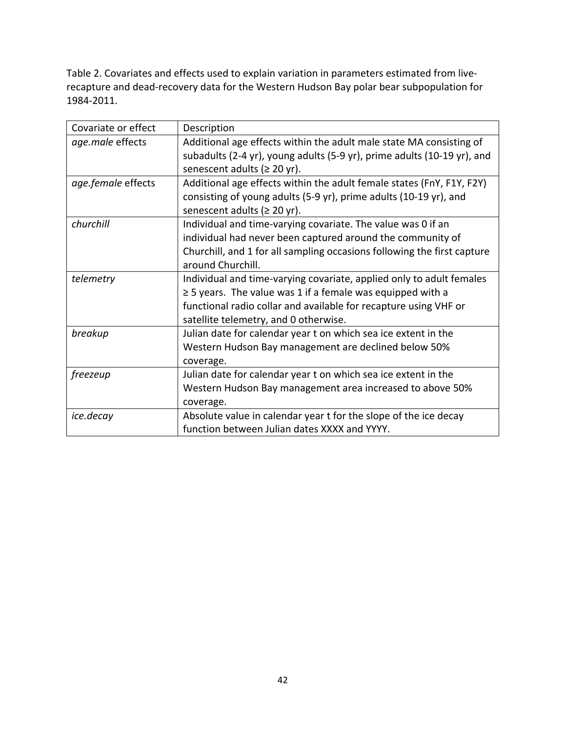Table 2. Covariates and effects used to explain variation in parameters estimated from live-recapture and dead-recovery data for the Western Hudson Bay polar bear subpopulation for 1984-2011.

| Covariate or effect | Description |
| --- | --- |
| *age.male* effects | Additional age effects within the adult male state MA consisting of subadults (2-4 yr), young adults (5-9 yr), prime adults (10-19 yr), and senescent adults (≥ 20 yr). |
| *age.female* effects | Additional age effects within the adult female states (FnY, F1Y, F2Y) consisting of young adults (5-9 yr), prime adults (10-19 yr), and senescent adults (≥ 20 yr). |
| *churchill* | Individual and time-varying covariate. The value was 0 if an individual had never been captured around the community of Churchill, and 1 for all sampling occasions following the first capture around Churchill. |
| *telemetry* | Individual and time-varying covariate, applied only to adult females ≥ 5 years. The value was 1 if a female was equipped with a functional radio collar and available for recapture using VHF or satellite telemetry, and 0 otherwise. |
| *breakup* | Julian date for calendar year t on which sea ice extent in the Western Hudson Bay management are declined below 50% coverage. |
| *freezeup* | Julian date for calendar year t on which sea ice extent in the Western Hudson Bay management area increased to above 50% coverage. |
| *ice.decay* | Absolute value in calendar year t for the slope of the ice decay function between Julian dates XXXX and YYYY. |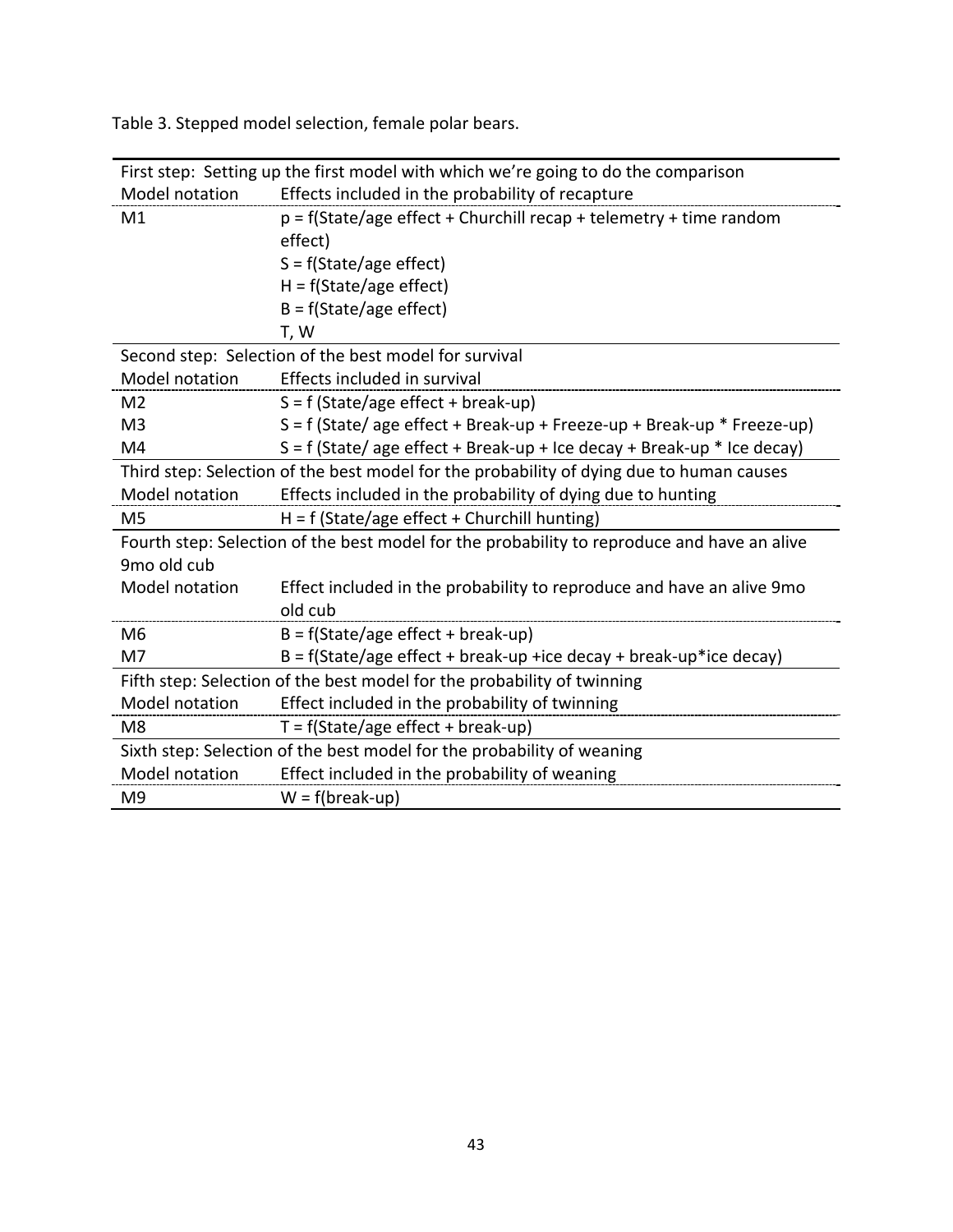Table 3. Stepped model selection, female polar bears.

| First step: Setting up the first model with which we're going to do the comparison | |
|---|---|
| Model notation | Effects included in the probability of recapture |
| M1 | p = f(State/age effect + Churchill recap + telemetry + time random effect)<br>S = f(State/age effect)<br>H = f(State/age effect)<br>B = f(State/age effect)<br>T, W |
| **Second step: Selection of the best model for survival** | |
| Model notation | Effects included in survival |
| M2 | S = f (State/age effect + break-up) |
| M3 | S = f (State/ age effect + Break-up + Freeze-up + Break-up * Freeze-up) |
| M4 | S = f (State/ age effect + Break-up + Ice decay + Break-up * Ice decay) |
| **Third step: Selection of the best model for the probability of dying due to human causes** | |
| Model notation | Effects included in the probability of dying due to hunting |
| M5 | H = f (State/age effect + Churchill hunting) |
| **Fourth step: Selection of the best model for the probability to reproduce and have an alive 9mo old cub** | |
| Model notation | Effect included in the probability to reproduce and have an alive 9mo old cub |
| M6 | B = f(State/age effect + break-up) |
| M7 | B = f(State/age effect + break-up +ice decay + break-up*ice decay) |
| **Fifth step: Selection of the best model for the probability of twinning** | |
| Model notation | Effect included in the probability of twinning |
| M8 | T = f(State/age effect + break-up) |
| **Sixth step: Selection of the best model for the probability of weaning** | |
| Model notation | Effect included in the probability of weaning |
| M9 | W = f(break-up) |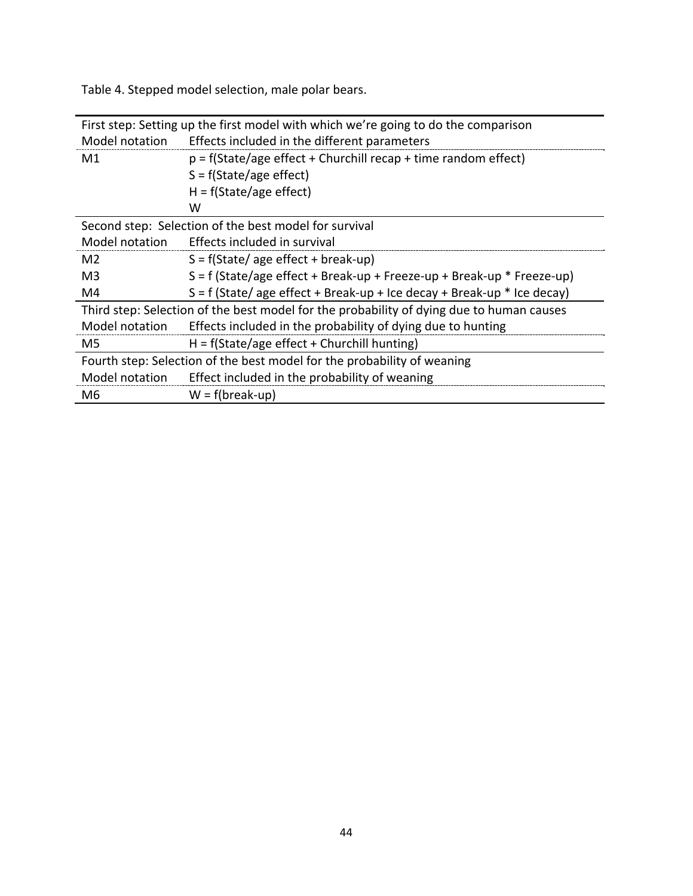Table 4. Stepped model selection, male polar bears.

| First step: Setting up the first model with which we're going to do the comparison | |
|---|---|
| Model notation | Effects included in the different parameters |
| M1 | p = f(State/age effect + Churchill recap + time random effect) |
| | S = f(State/age effect) |
| | H = f(State/age effect) |
| | W |
| Second step: Selection of the best model for survival | |
| Model notation | Effects included in survival |
| M2 | S = f(State/ age effect + break-up) |
| M3 | S = f (State/age effect + Break-up + Freeze-up + Break-up * Freeze-up) |
| M4 | S = f (State/ age effect + Break-up + Ice decay + Break-up * Ice decay) |
| Third step: Selection of the best model for the probability of dying due to human causes | |
| Model notation | Effects included in the probability of dying due to hunting |
| M5 | H = f(State/age effect + Churchill hunting) |
| Fourth step: Selection of the best model for the probability of weaning | |
| Model notation | Effect included in the probability of weaning |
| M6 | W = f(break-up) |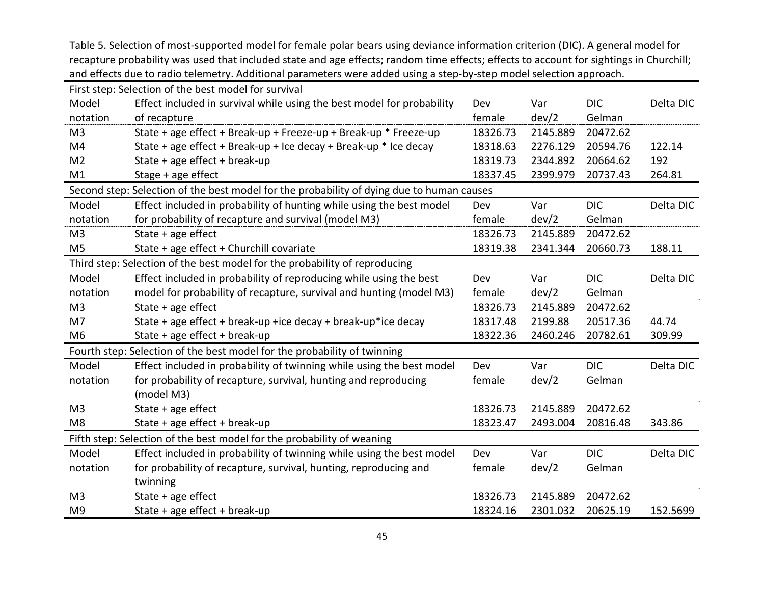Table 5. Selection of most-supported model for female polar bears using deviance information criterion (DIC). A general model for recapture probability was used that included state and age effects; random time effects; effects to account for sightings in Churchill; and effects due to radio telemetry. Additional parameters were added using a step-by-step model selection approach.

| First step: Selection of the best model for survival | | | | | |
|---|---|---|---|---|---|
| Model notation | Effect included in survival while using the best model for probability of recapture | Dev female | Var dev/2 | DIC Gelman | Delta DIC |
| M3 | State + age effect + Break-up + Freeze-up + Break-up * Freeze-up | 18326.73 | 2145.889 | 20472.62 | |
| M4 | State + age effect + Break-up + Ice decay + Break-up * Ice decay | 18318.63 | 2276.129 | 20594.76 | 122.14 |
| M2 | State + age effect + break-up | 18319.73 | 2344.892 | 20664.62 | 192 |
| M1 | Stage + age effect | 18337.45 | 2399.979 | 20737.43 | 264.81 |
| **Second step: Selection of the best model for the probability of dying due to human causes** | | | | | |
| Model notation | Effect included in probability of hunting while using the best model for probability of recapture and survival (model M3) | Dev female | Var dev/2 | DIC Gelman | Delta DIC |
| M3 | State + age effect | 18326.73 | 2145.889 | 20472.62 | |
| M5 | State + age effect + Churchill covariate | 18319.38 | 2341.344 | 20660.73 | 188.11 |
| **Third step: Selection of the best model for the probability of reproducing** | | | | | |
| Model notation | Effect included in probability of reproducing while using the best model for probability of recapture, survival and hunting (model M3) | Dev female | Var dev/2 | DIC Gelman | Delta DIC |
| M3 | State + age effect | 18326.73 | 2145.889 | 20472.62 | |
| M7 | State + age effect + break-up +ice decay + break-up*ice decay | 18317.48 | 2199.88 | 20517.36 | 44.74 |
| M6 | State + age effect + break-up | 18322.36 | 2460.246 | 20782.61 | 309.99 |
| **Fourth step: Selection of the best model for the probability of twinning** | | | | | |
| Model notation | Effect included in probability of twinning while using the best model for probability of recapture, survival, hunting and reproducing (model M3) | Dev female | Var dev/2 | DIC Gelman | Delta DIC |
| M3 | State + age effect | 18326.73 | 2145.889 | 20472.62 | |
| M8 | State + age effect + break-up | 18323.47 | 2493.004 | 20816.48 | 343.86 |
| **Fifth step: Selection of the best model for the probability of weaning** | | | | | |
| Model notation | Effect included in probability of twinning while using the best model for probability of recapture, survival, hunting, reproducing and twinning | Dev female | Var dev/2 | DIC Gelman | Delta DIC |
| M3 | State + age effect | 18326.73 | 2145.889 | 20472.62 | |
| M9 | State + age effect + break-up | 18324.16 | 2301.032 | 20625.19 | 152.5699 |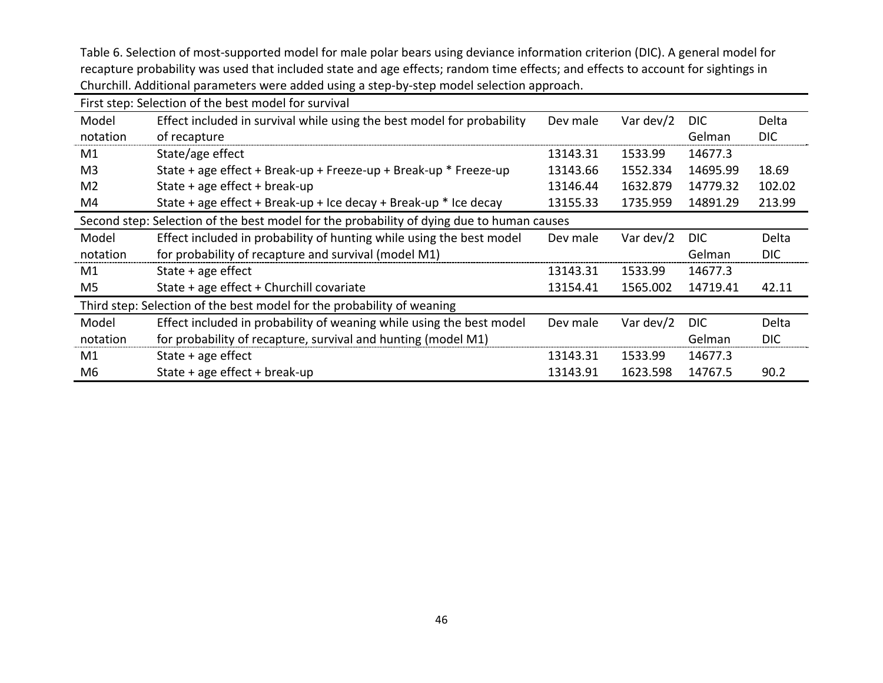Table 6. Selection of most-supported model for male polar bears using deviance information criterion (DIC). A general model for recapture probability was used that included state and age effects; random time effects; and effects to account for sightings in Churchill. Additional parameters were added using a step-by-step model selection approach.

| First step: Selection of the best model for survival | | | | | |
|---|---|---|---|---|---|
| Model notation | Effect included in survival while using the best model for probability of recapture | Dev male | Var dev/2 | DIC Gelman | Delta DIC |
| M1 | State/age effect | 13143.31 | 1533.99 | 14677.3 | |
| M3 | State + age effect + Break-up + Freeze-up + Break-up * Freeze-up | 13143.66 | 1552.334 | 14695.99 | 18.69 |
| M2 | State + age effect + break-up | 13146.44 | 1632.879 | 14779.32 | 102.02 |
| M4 | State + age effect + Break-up + Ice decay + Break-up * Ice decay | 13155.33 | 1735.959 | 14891.29 | 213.99 |
| **Second step: Selection of the best model for the probability of dying due to human causes** | | | | | |
| Model notation | Effect included in probability of hunting while using the best model for probability of recapture and survival (model M1) | Dev male | Var dev/2 | DIC Gelman | Delta DIC |
| M1 | State + age effect | 13143.31 | 1533.99 | 14677.3 | |
| M5 | State + age effect + Churchill covariate | 13154.41 | 1565.002 | 14719.41 | 42.11 |
| **Third step: Selection of the best model for the probability of weaning** | | | | | |
| Model notation | Effect included in probability of weaning while using the best model for probability of recapture, survival and hunting (model M1) | Dev male | Var dev/2 | DIC Gelman | Delta DIC |
| M1 | State + age effect | 13143.31 | 1533.99 | 14677.3 | |
| M6 | State + age effect + break-up | 13143.91 | 1623.598 | 14767.5 | 90.2 |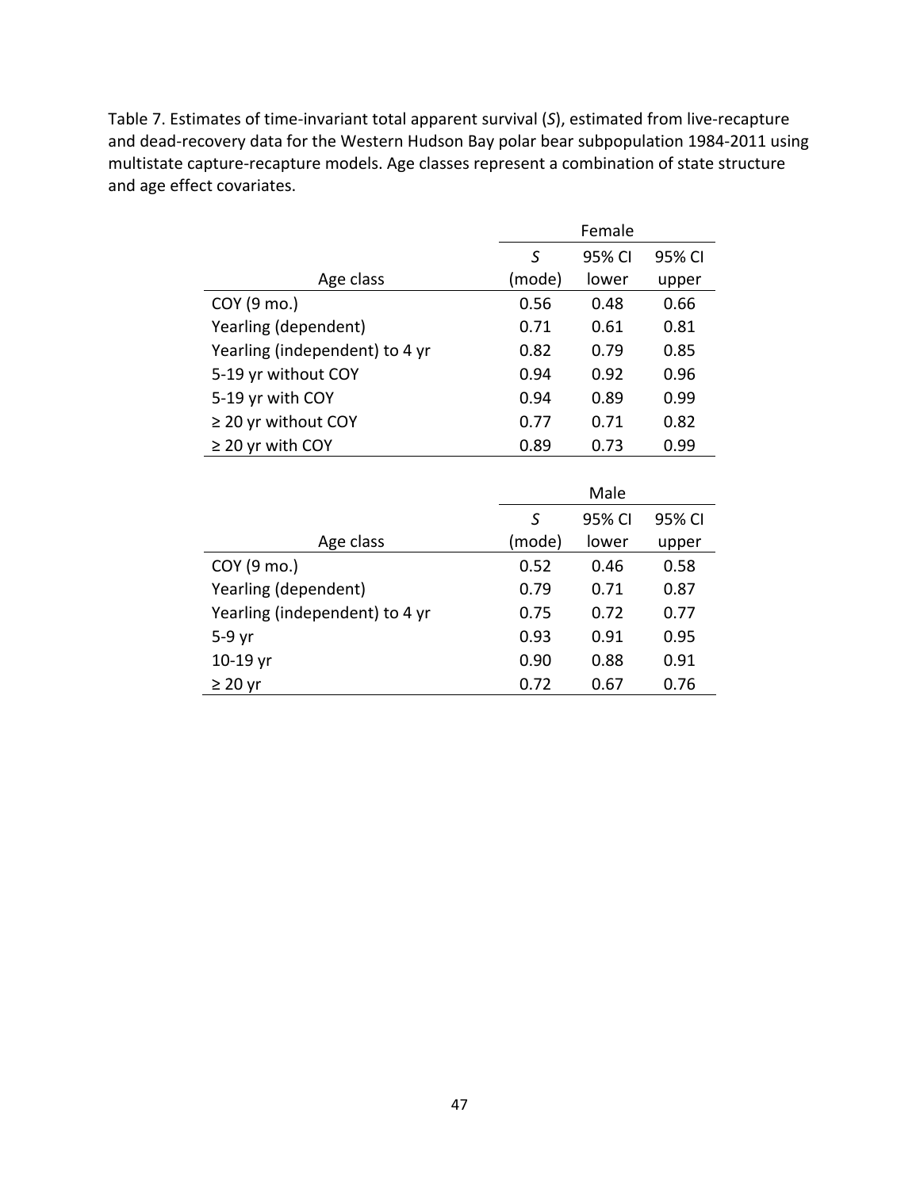Table 7. Estimates of time-invariant total apparent survival (*S*), estimated from live-recapture and dead-recovery data for the Western Hudson Bay polar bear subpopulation 1984-2011 using multistate capture-recapture models. Age classes represent a combination of state structure and age effect covariates.

| | Female | | |
|---|---|---|---|
| Age class | *S* (mode) | 95% CI lower | 95% CI upper |
| COY (9 mo.) | 0.56 | 0.48 | 0.66 |
| Yearling (dependent) | 0.71 | 0.61 | 0.81 |
| Yearling (independent) to 4 yr | 0.82 | 0.79 | 0.85 |
| 5-19 yr without COY | 0.94 | 0.92 | 0.96 |
| 5-19 yr with COY | 0.94 | 0.89 | 0.99 |
| ≥ 20 yr without COY | 0.77 | 0.71 | 0.82 |
| ≥ 20 yr with COY | 0.89 | 0.73 | 0.99 |

| | Male | | |
|---|---|---|---|
| Age class | *S* (mode) | 95% CI lower | 95% CI upper |
| COY (9 mo.) | 0.52 | 0.46 | 0.58 |
| Yearling (dependent) | 0.79 | 0.71 | 0.87 |
| Yearling (independent) to 4 yr | 0.75 | 0.72 | 0.77 |
| 5-9 yr | 0.93 | 0.91 | 0.95 |
| 10-19 yr | 0.90 | 0.88 | 0.91 |
| ≥ 20 yr | 0.72 | 0.67 | 0.76 |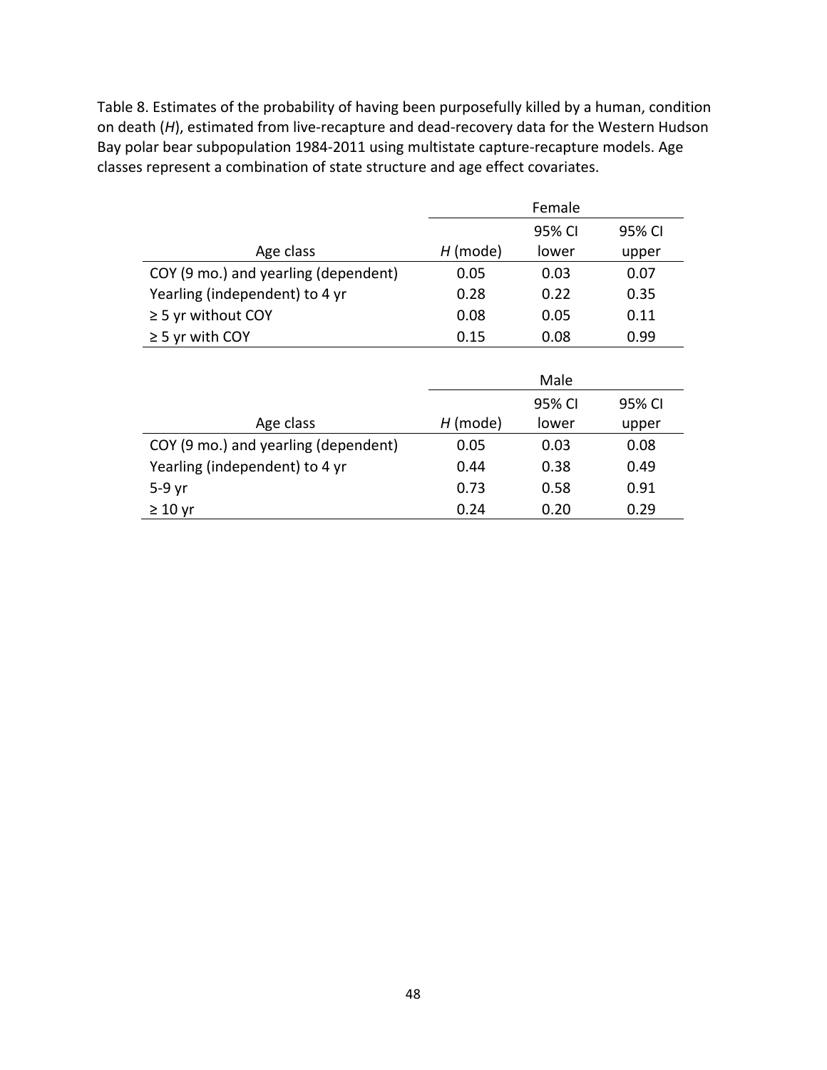Table 8. Estimates of the probability of having been purposefully killed by a human, condition on death (*H*), estimated from live-recapture and dead-recovery data for the Western Hudson Bay polar bear subpopulation 1984-2011 using multistate capture-recapture models. Age classes represent a combination of state structure and age effect covariates.

| | Female | | |
|---|---|---|---|
| Age class | *H* (mode) | 95% CI lower | 95% CI upper |
| COY (9 mo.) and yearling (dependent) | 0.05 | 0.03 | 0.07 |
| Yearling (independent) to 4 yr | 0.28 | 0.22 | 0.35 |
| ≥ 5 yr without COY | 0.08 | 0.05 | 0.11 |
| ≥ 5 yr with COY | 0.15 | 0.08 | 0.99 |

| | Male | | |
|---|---|---|---|
| Age class | *H* (mode) | 95% CI lower | 95% CI upper |
| COY (9 mo.) and yearling (dependent) | 0.05 | 0.03 | 0.08 |
| Yearling (independent) to 4 yr | 0.44 | 0.38 | 0.49 |
| 5-9 yr | 0.73 | 0.58 | 0.91 |
| ≥ 10 yr | 0.24 | 0.20 | 0.29 |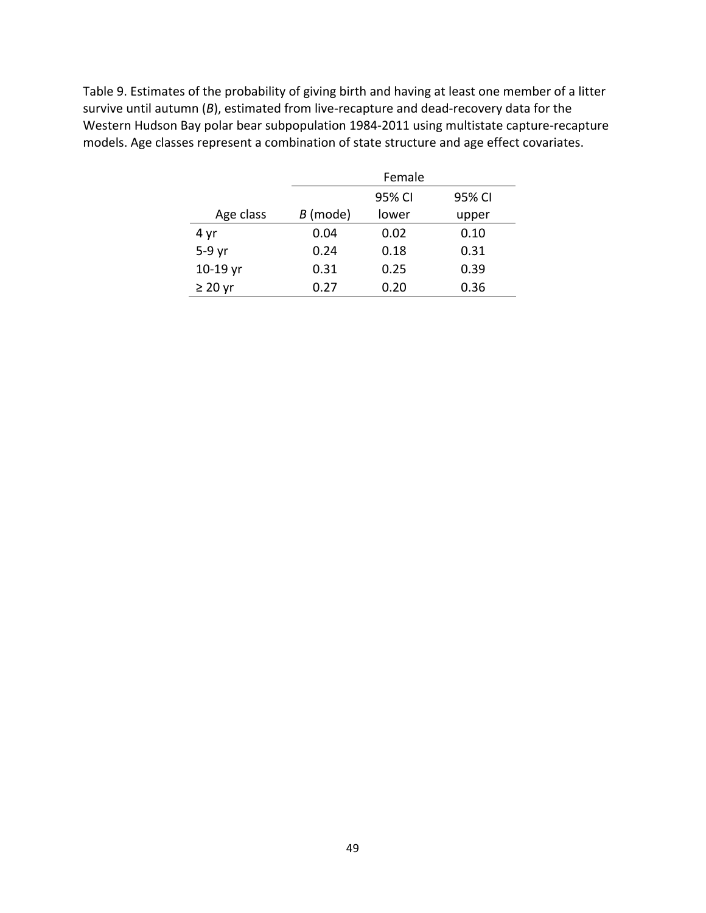Table 9. Estimates of the probability of giving birth and having at least one member of a litter survive until autumn (*B*), estimated from live-recapture and dead-recovery data for the Western Hudson Bay polar bear subpopulation 1984-2011 using multistate capture-recapture models. Age classes represent a combination of state structure and age effect covariates.

| | Female | | |
|---|---|---|---|
| Age class | *B* (mode) | 95% CI lower | 95% CI upper |
| 4 yr | 0.04 | 0.02 | 0.10 |
| 5-9 yr | 0.24 | 0.18 | 0.31 |
| 10-19 yr | 0.31 | 0.25 | 0.39 |
| ≥ 20 yr | 0.27 | 0.20 | 0.36 |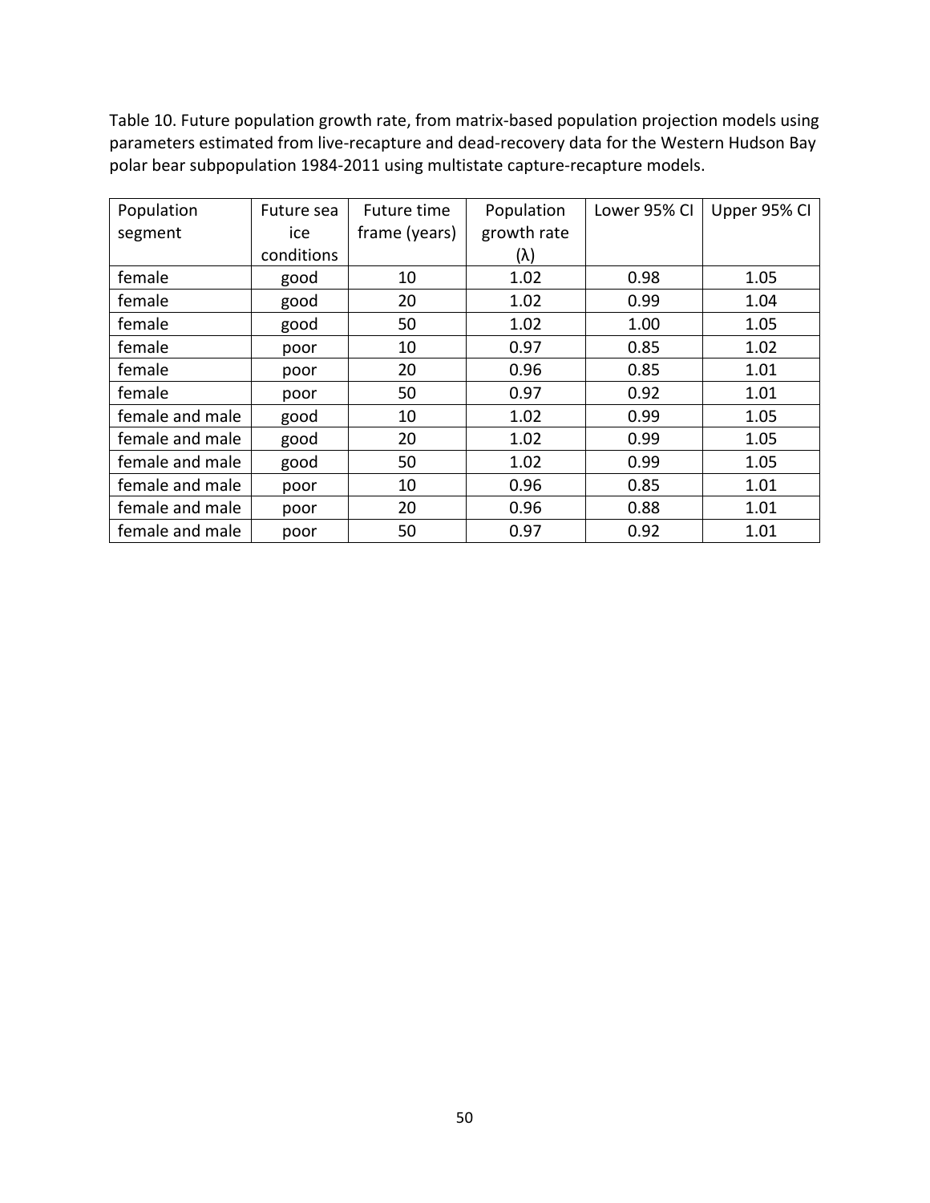Table 10. Future population growth rate, from matrix-based population projection models using parameters estimated from live-recapture and dead-recovery data for the Western Hudson Bay polar bear subpopulation 1984-2011 using multistate capture-recapture models.

| Population segment | Future sea ice conditions | Future time frame (years) | Population growth rate (λ) | Lower 95% CI | Upper 95% CI |
|---|---|---|---|---|---|
| female | good | 10 | 1.02 | 0.98 | 1.05 |
| female | good | 20 | 1.02 | 0.99 | 1.04 |
| female | good | 50 | 1.02 | 1.00 | 1.05 |
| female | poor | 10 | 0.97 | 0.85 | 1.02 |
| female | poor | 20 | 0.96 | 0.85 | 1.01 |
| female | poor | 50 | 0.97 | 0.92 | 1.01 |
| female and male | good | 10 | 1.02 | 0.99 | 1.05 |
| female and male | good | 20 | 1.02 | 0.99 | 1.05 |
| female and male | good | 50 | 1.02 | 0.99 | 1.05 |
| female and male | poor | 10 | 0.96 | 0.85 | 1.01 |
| female and male | poor | 20 | 0.96 | 0.88 | 1.01 |
| female and male | poor | 50 | 0.97 | 0.92 | 1.01 |